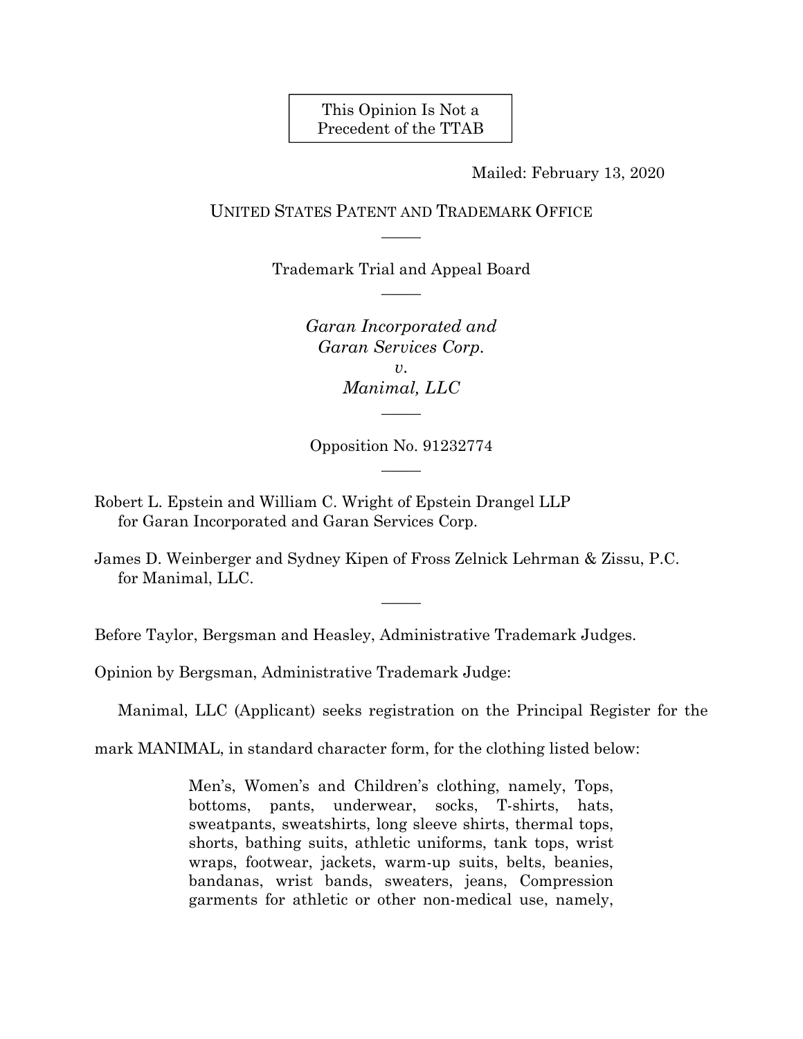This Opinion Is Not a Precedent of the TTAB

Mailed: February 13, 2020

UNITED STATES PATENT AND TRADEMARK OFFICE

———

Trademark Trial and Appeal Board

———

*Garan Incorporated and Garan Services Corp.*
*v.*
*Manimal, LLC*

———

Opposition No. 91232774

———

Robert L. Epstein and William C. Wright of Epstein Drangel LLP
for Garan Incorporated and Garan Services Corp.

James D. Weinberger and Sydney Kipen of Fross Zelnick Lehrman & Zissu, P.C.
for Manimal, LLC.

———

Before Taylor, Bergsman and Heasley, Administrative Trademark Judges.

Opinion by Bergsman, Administrative Trademark Judge:

Manimal, LLC (Applicant) seeks registration on the Principal Register for the mark MANIMAL, in standard character form, for the clothing listed below:

> Men's, Women's and Children's clothing, namely, Tops, bottoms, pants, underwear, socks, T-shirts, hats, sweatpants, sweatshirts, long sleeve shirts, thermal tops, shorts, bathing suits, athletic uniforms, tank tops, wrist wraps, footwear, jackets, warm-up suits, belts, beanies, bandanas, wrist bands, sweaters, jeans, Compression garments for athletic or other non-medical use, namely,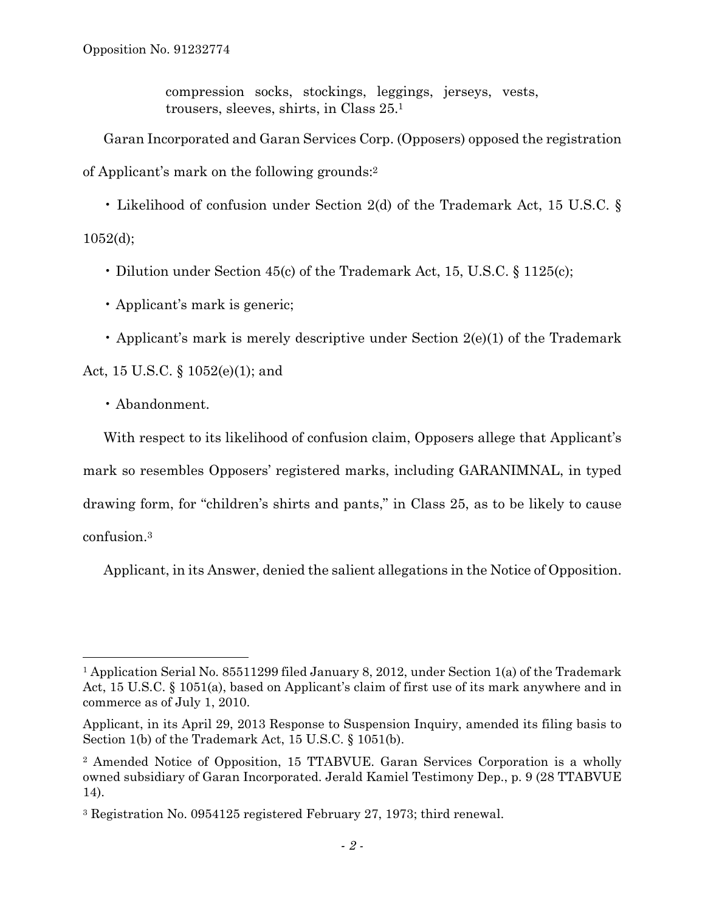compression socks, stockings, leggings, jerseys, vests, trousers, sleeves, shirts, in Class 25.[1]

Garan Incorporated and Garan Services Corp. (Opposers) opposed the registration of Applicant's mark on the following grounds:[2]

- Likelihood of confusion under Section 2(d) of the Trademark Act, 15 U.S.C. § 1052(d);
- Dilution under Section 45(c) of the Trademark Act, 15, U.S.C. § 1125(c);
- Applicant's mark is generic;
- Applicant's mark is merely descriptive under Section 2(e)(1) of the Trademark Act, 15 U.S.C. § 1052(e)(1); and
- Abandonment.

With respect to its likelihood of confusion claim, Opposers allege that Applicant's mark so resembles Opposers' registered marks, including GARANIMNAL, in typed drawing form, for "children's shirts and pants," in Class 25, as to be likely to cause confusion.[3]

Applicant, in its Answer, denied the salient allegations in the Notice of Opposition.

---

[1] Application Serial No. 85511299 filed January 8, 2012, under Section 1(a) of the Trademark Act, 15 U.S.C. § 1051(a), based on Applicant's claim of first use of its mark anywhere and in commerce as of July 1, 2010.

Applicant, in its April 29, 2013 Response to Suspension Inquiry, amended its filing basis to Section 1(b) of the Trademark Act, 15 U.S.C. § 1051(b).

[2] Amended Notice of Opposition, 15 TTABVUE. Garan Services Corporation is a wholly owned subsidiary of Garan Incorporated. Jerald Kamiel Testimony Dep., p. 9 (28 TTABVUE 14).

[3] Registration No. 0954125 registered February 27, 1973; third renewal.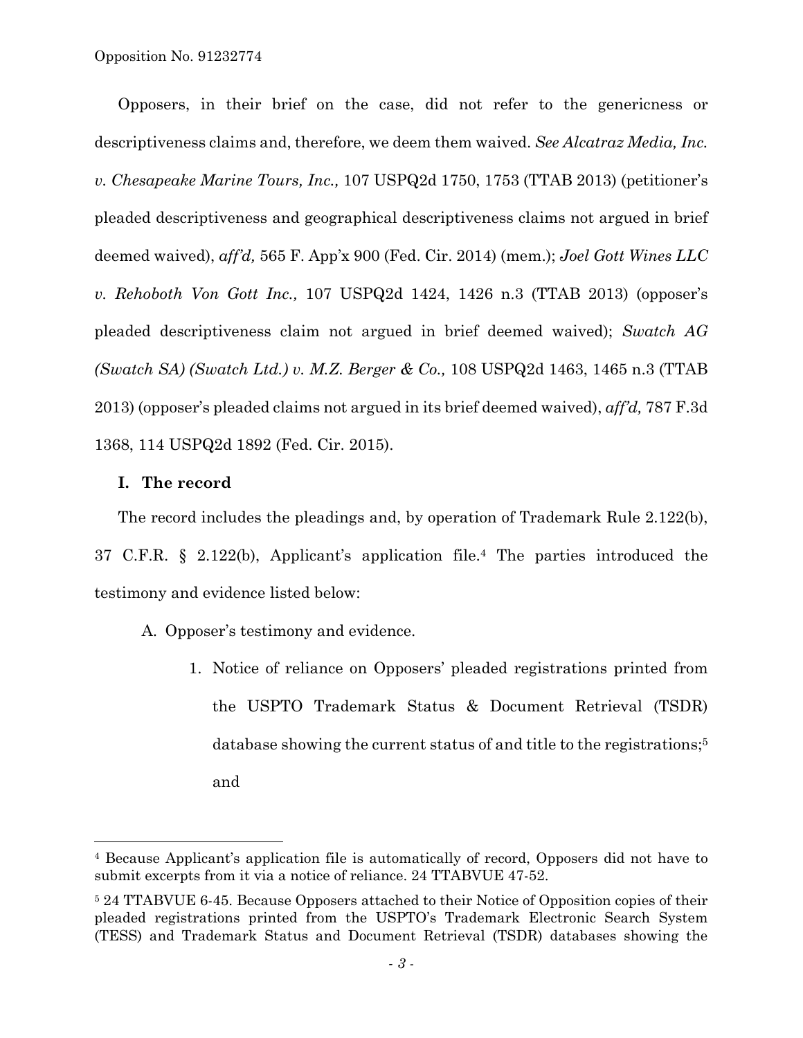Opposers, in their brief on the case, did not refer to the genericness or descriptiveness claims and, therefore, we deem them waived. *See Alcatraz Media, Inc. v. Chesapeake Marine Tours, Inc.,* 107 USPQ2d 1750, 1753 (TTAB 2013) (petitioner's pleaded descriptiveness and geographical descriptiveness claims not argued in brief deemed waived), *aff'd,* 565 F. App'x 900 (Fed. Cir. 2014) (mem.); *Joel Gott Wines LLC v. Rehoboth Von Gott Inc.,* 107 USPQ2d 1424, 1426 n.3 (TTAB 2013) (opposer's pleaded descriptiveness claim not argued in brief deemed waived); *Swatch AG (Swatch SA) (Swatch Ltd.) v. M.Z. Berger & Co.,* 108 USPQ2d 1463, 1465 n.3 (TTAB 2013) (opposer's pleaded claims not argued in its brief deemed waived), *aff'd,* 787 F.3d 1368, 114 USPQ2d 1892 (Fed. Cir. 2015).

## I. The record

The record includes the pleadings and, by operation of Trademark Rule 2.122(b), 37 C.F.R. § 2.122(b), Applicant's application file.[4] The parties introduced the testimony and evidence listed below:

A. Opposer's testimony and evidence.

1. Notice of reliance on Opposers' pleaded registrations printed from the USPTO Trademark Status & Document Retrieval (TSDR) database showing the current status of and title to the registrations;[5] and

---

[4] Because Applicant's application file is automatically of record, Opposers did not have to submit excerpts from it via a notice of reliance. 24 TTABVUE 47-52.

[5] 24 TTABVUE 6-45. Because Opposers attached to their Notice of Opposition copies of their pleaded registrations printed from the USPTO's Trademark Electronic Search System (TESS) and Trademark Status and Document Retrieval (TSDR) databases showing the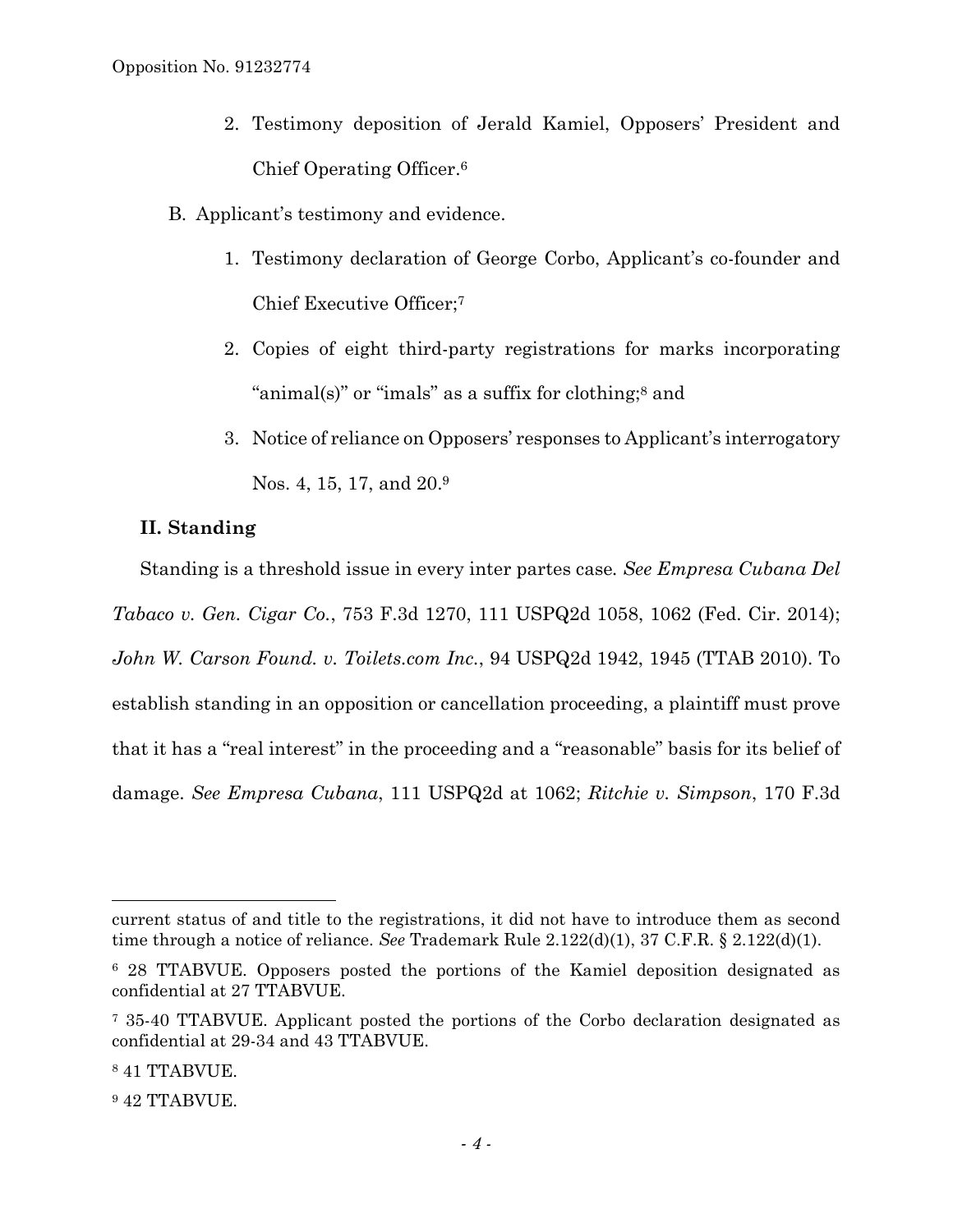2. Testimony deposition of Jerald Kamiel, Opposers' President and Chief Operating Officer.[6]

B. Applicant's testimony and evidence.

1. Testimony declaration of George Corbo, Applicant's co-founder and Chief Executive Officer;[7]
2. Copies of eight third-party registrations for marks incorporating "animal(s)" or "imals" as a suffix for clothing;[8] and
3. Notice of reliance on Opposers' responses to Applicant's interrogatory Nos. 4, 15, 17, and 20.[9]

## II. Standing

Standing is a threshold issue in every inter partes case. *See Empresa Cubana Del Tabaco v. Gen. Cigar Co.*, 753 F.3d 1270, 111 USPQ2d 1058, 1062 (Fed. Cir. 2014); *John W. Carson Found. v. Toilets.com Inc.*, 94 USPQ2d 1942, 1945 (TTAB 2010). To establish standing in an opposition or cancellation proceeding, a plaintiff must prove that it has a "real interest" in the proceeding and a "reasonable" basis for its belief of damage. *See Empresa Cubana*, 111 USPQ2d at 1062; *Ritchie v. Simpson*, 170 F.3d

---

current status of and title to the registrations, it did not have to introduce them as second time through a notice of reliance. *See* Trademark Rule 2.122(d)(1), 37 C.F.R. § 2.122(d)(1).

[6] 28 TTABVUE. Opposers posted the portions of the Kamiel deposition designated as confidential at 27 TTABVUE.

[7] 35-40 TTABVUE. Applicant posted the portions of the Corbo declaration designated as confidential at 29-34 and 43 TTABVUE.

[8] 41 TTABVUE.

[9] 42 TTABVUE.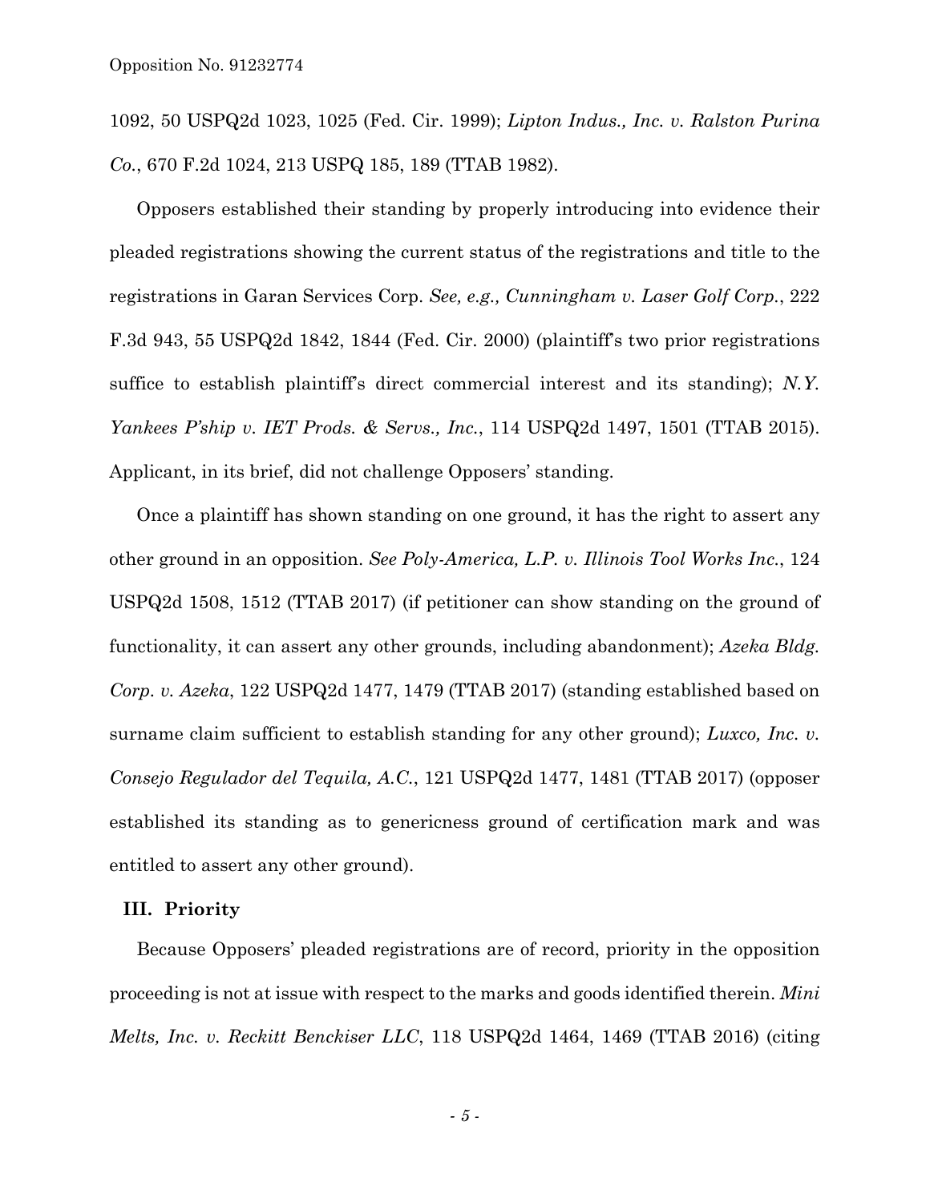1092, 50 USPQ2d 1023, 1025 (Fed. Cir. 1999); *Lipton Indus., Inc. v. Ralston Purina Co.*, 670 F.2d 1024, 213 USPQ 185, 189 (TTAB 1982).

Opposers established their standing by properly introducing into evidence their pleaded registrations showing the current status of the registrations and title to the registrations in Garan Services Corp. *See, e.g., Cunningham v. Laser Golf Corp.*, 222 F.3d 943, 55 USPQ2d 1842, 1844 (Fed. Cir. 2000) (plaintiff's two prior registrations suffice to establish plaintiff's direct commercial interest and its standing); *N.Y. Yankees P'ship v. IET Prods. & Servs., Inc.*, 114 USPQ2d 1497, 1501 (TTAB 2015). Applicant, in its brief, did not challenge Opposers' standing.

Once a plaintiff has shown standing on one ground, it has the right to assert any other ground in an opposition. *See Poly-America, L.P. v. Illinois Tool Works Inc.*, 124 USPQ2d 1508, 1512 (TTAB 2017) (if petitioner can show standing on the ground of functionality, it can assert any other grounds, including abandonment); *Azeka Bldg. Corp. v. Azeka*, 122 USPQ2d 1477, 1479 (TTAB 2017) (standing established based on surname claim sufficient to establish standing for any other ground); *Luxco, Inc. v. Consejo Regulador del Tequila, A.C.*, 121 USPQ2d 1477, 1481 (TTAB 2017) (opposer established its standing as to genericness ground of certification mark and was entitled to assert any other ground).

## III. Priority

Because Opposers' pleaded registrations are of record, priority in the opposition proceeding is not at issue with respect to the marks and goods identified therein. *Mini Melts, Inc. v. Reckitt Benckiser LLC*, 118 USPQ2d 1464, 1469 (TTAB 2016) (citing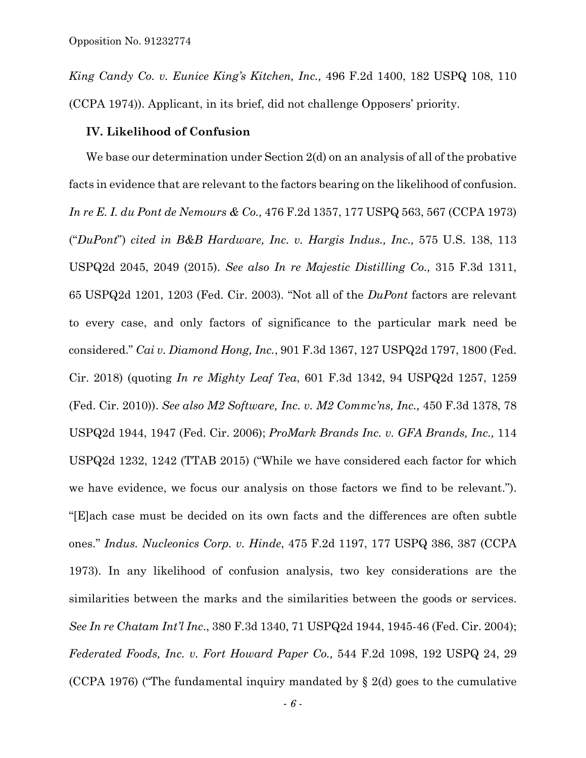*King Candy Co. v. Eunice King's Kitchen, Inc.,* 496 F.2d 1400, 182 USPQ 108, 110 (CCPA 1974)). Applicant, in its brief, did not challenge Opposers' priority.

**IV. Likelihood of Confusion**

We base our determination under Section 2(d) on an analysis of all of the probative facts in evidence that are relevant to the factors bearing on the likelihood of confusion. *In re E. I. du Pont de Nemours & Co.,* 476 F.2d 1357, 177 USPQ 563, 567 (CCPA 1973) ("*DuPont*") *cited in B&B Hardware, Inc. v. Hargis Indus., Inc.,* 575 U.S. 138, 113 USPQ2d 2045, 2049 (2015). *See also In re Majestic Distilling Co.,* 315 F.3d 1311, 65 USPQ2d 1201, 1203 (Fed. Cir. 2003). "Not all of the *DuPont* factors are relevant to every case, and only factors of significance to the particular mark need be considered." *Cai v. Diamond Hong, Inc.*, 901 F.3d 1367, 127 USPQ2d 1797, 1800 (Fed. Cir. 2018) (quoting *In re Mighty Leaf Tea*, 601 F.3d 1342, 94 USPQ2d 1257, 1259 (Fed. Cir. 2010)). *See also M2 Software, Inc. v. M2 Commc'ns, Inc.,* 450 F.3d 1378, 78 USPQ2d 1944, 1947 (Fed. Cir. 2006); *ProMark Brands Inc. v. GFA Brands, Inc.,* 114 USPQ2d 1232, 1242 (TTAB 2015) ("While we have considered each factor for which we have evidence, we focus our analysis on those factors we find to be relevant."). "[E]ach case must be decided on its own facts and the differences are often subtle ones." *Indus. Nucleonics Corp. v. Hinde*, 475 F.2d 1197, 177 USPQ 386, 387 (CCPA 1973). In any likelihood of confusion analysis, two key considerations are the similarities between the marks and the similarities between the goods or services. *See In re Chatam Int'l Inc*., 380 F.3d 1340, 71 USPQ2d 1944, 1945-46 (Fed. Cir. 2004); *Federated Foods, Inc. v. Fort Howard Paper Co.,* 544 F.2d 1098, 192 USPQ 24, 29 (CCPA 1976) ("The fundamental inquiry mandated by § 2(d) goes to the cumulative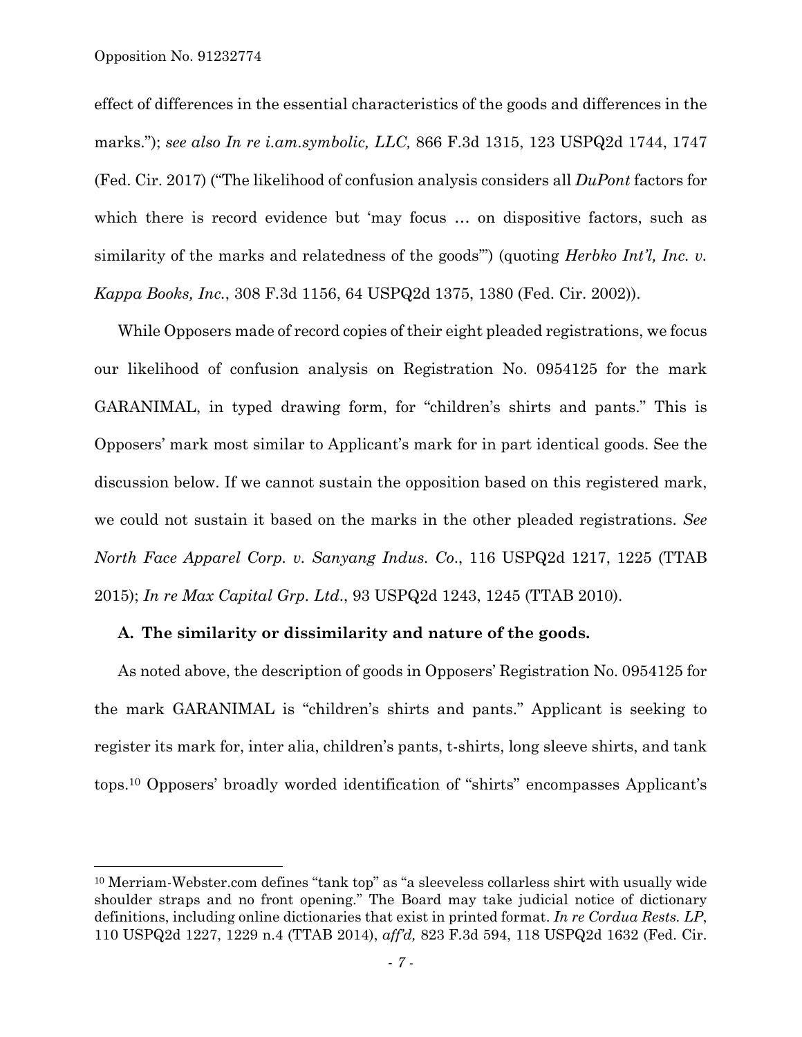effect of differences in the essential characteristics of the goods and differences in the marks."); *see also In re i.am.symbolic, LLC,* 866 F.3d 1315, 123 USPQ2d 1744, 1747 (Fed. Cir. 2017) ("The likelihood of confusion analysis considers all *DuPont* factors for which there is record evidence but 'may focus … on dispositive factors, such as similarity of the marks and relatedness of the goods'") (quoting *Herbko Int'l, Inc. v. Kappa Books, Inc.*, 308 F.3d 1156, 64 USPQ2d 1375, 1380 (Fed. Cir. 2002)).

While Opposers made of record copies of their eight pleaded registrations, we focus our likelihood of confusion analysis on Registration No. 0954125 for the mark GARANIMAL, in typed drawing form, for "children's shirts and pants." This is Opposers' mark most similar to Applicant's mark for in part identical goods. See the discussion below. If we cannot sustain the opposition based on this registered mark, we could not sustain it based on the marks in the other pleaded registrations. *See North Face Apparel Corp. v. Sanyang Indus. Co*., 116 USPQ2d 1217, 1225 (TTAB 2015); *In re Max Capital Grp. Ltd*., 93 USPQ2d 1243, 1245 (TTAB 2010).

**A. The similarity or dissimilarity and nature of the goods.**

As noted above, the description of goods in Opposers' Registration No. 0954125 for the mark GARANIMAL is "children's shirts and pants." Applicant is seeking to register its mark for, inter alia, children's pants, t-shirts, long sleeve shirts, and tank tops.[10] Opposers' broadly worded identification of "shirts" encompasses Applicant's

---

[10] Merriam-Webster.com defines "tank top" as "a sleeveless collarless shirt with usually wide shoulder straps and no front opening." The Board may take judicial notice of dictionary definitions, including online dictionaries that exist in printed format. *In re Cordua Rests. LP*, 110 USPQ2d 1227, 1229 n.4 (TTAB 2014), *aff'd,* 823 F.3d 594, 118 USPQ2d 1632 (Fed. Cir.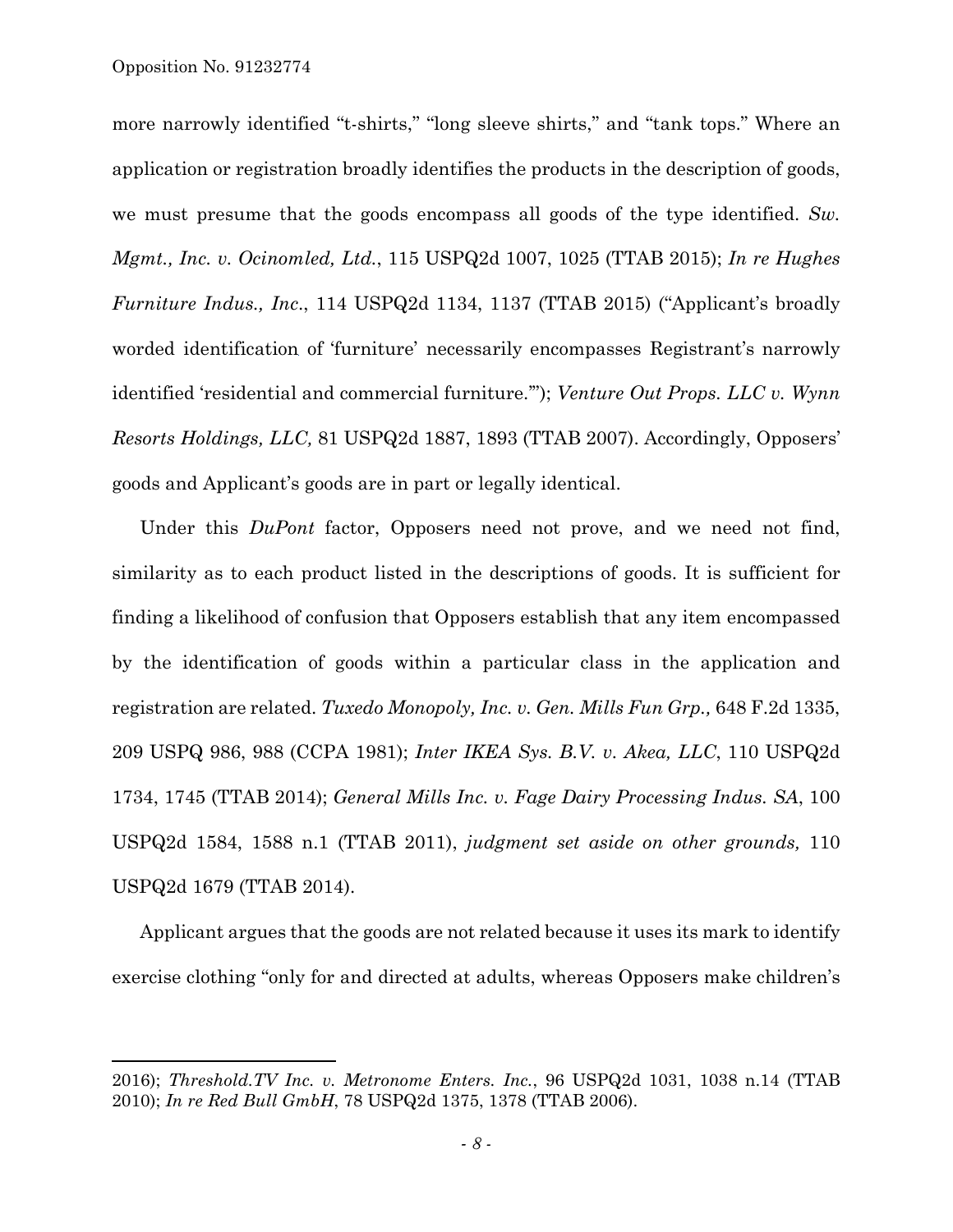more narrowly identified "t-shirts," "long sleeve shirts," and "tank tops." Where an application or registration broadly identifies the products in the description of goods, we must presume that the goods encompass all goods of the type identified. *Sw. Mgmt., Inc. v. Ocinomled, Ltd.*, 115 USPQ2d 1007, 1025 (TTAB 2015); *In re Hughes Furniture Indus., Inc*., 114 USPQ2d 1134, 1137 (TTAB 2015) ("Applicant's broadly worded identification of 'furniture' necessarily encompasses Registrant's narrowly identified 'residential and commercial furniture.'"); *Venture Out Props. LLC v. Wynn Resorts Holdings, LLC,* 81 USPQ2d 1887, 1893 (TTAB 2007). Accordingly, Opposers' goods and Applicant's goods are in part or legally identical.

Under this *DuPont* factor, Opposers need not prove, and we need not find, similarity as to each product listed in the descriptions of goods. It is sufficient for finding a likelihood of confusion that Opposers establish that any item encompassed by the identification of goods within a particular class in the application and registration are related. *Tuxedo Monopoly, Inc. v. Gen. Mills Fun Grp.,* 648 F.2d 1335, 209 USPQ 986, 988 (CCPA 1981); *Inter IKEA Sys. B.V. v. Akea, LLC*, 110 USPQ2d 1734, 1745 (TTAB 2014); *General Mills Inc. v. Fage Dairy Processing Indus. SA*, 100 USPQ2d 1584, 1588 n.1 (TTAB 2011), *judgment set aside on other grounds,* 110 USPQ2d 1679 (TTAB 2014).

Applicant argues that the goods are not related because it uses its mark to identify exercise clothing "only for and directed at adults, whereas Opposers make children's

---

2016); *Threshold.TV Inc. v. Metronome Enters. Inc.*, 96 USPQ2d 1031, 1038 n.14 (TTAB 2010); *In re Red Bull GmbH*, 78 USPQ2d 1375, 1378 (TTAB 2006).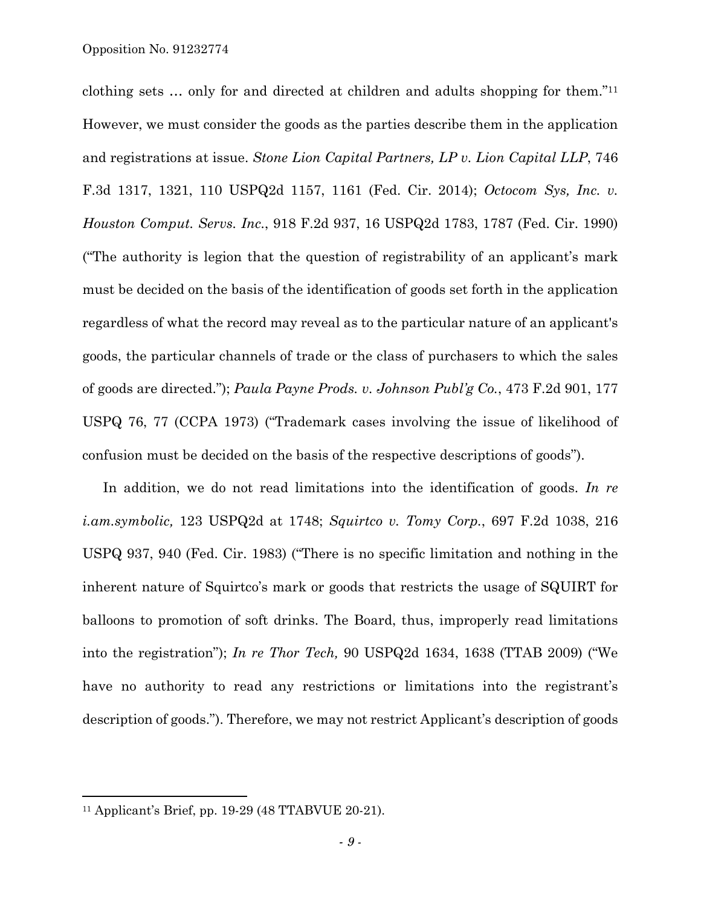clothing sets … only for and directed at children and adults shopping for them."[11] However, we must consider the goods as the parties describe them in the application and registrations at issue. *Stone Lion Capital Partners, LP v. Lion Capital LLP*, 746 F.3d 1317, 1321, 110 USPQ2d 1157, 1161 (Fed. Cir. 2014); *Octocom Sys, Inc. v. Houston Comput. Servs. Inc.*, 918 F.2d 937, 16 USPQ2d 1783, 1787 (Fed. Cir. 1990) ("The authority is legion that the question of registrability of an applicant's mark must be decided on the basis of the identification of goods set forth in the application regardless of what the record may reveal as to the particular nature of an applicant's goods, the particular channels of trade or the class of purchasers to which the sales of goods are directed."); *Paula Payne Prods. v. Johnson Publ'g Co.*, 473 F.2d 901, 177 USPQ 76, 77 (CCPA 1973) ("Trademark cases involving the issue of likelihood of confusion must be decided on the basis of the respective descriptions of goods").

In addition, we do not read limitations into the identification of goods. *In re i.am.symbolic,* 123 USPQ2d at 1748; *Squirtco v. Tomy Corp.*, 697 F.2d 1038, 216 USPQ 937, 940 (Fed. Cir. 1983) ("There is no specific limitation and nothing in the inherent nature of Squirtco's mark or goods that restricts the usage of SQUIRT for balloons to promotion of soft drinks. The Board, thus, improperly read limitations into the registration"); *In re Thor Tech,* 90 USPQ2d 1634, 1638 (TTAB 2009) ("We have no authority to read any restrictions or limitations into the registrant's description of goods."). Therefore, we may not restrict Applicant's description of goods

[11] Applicant's Brief, pp. 19-29 (48 TTABVUE 20-21).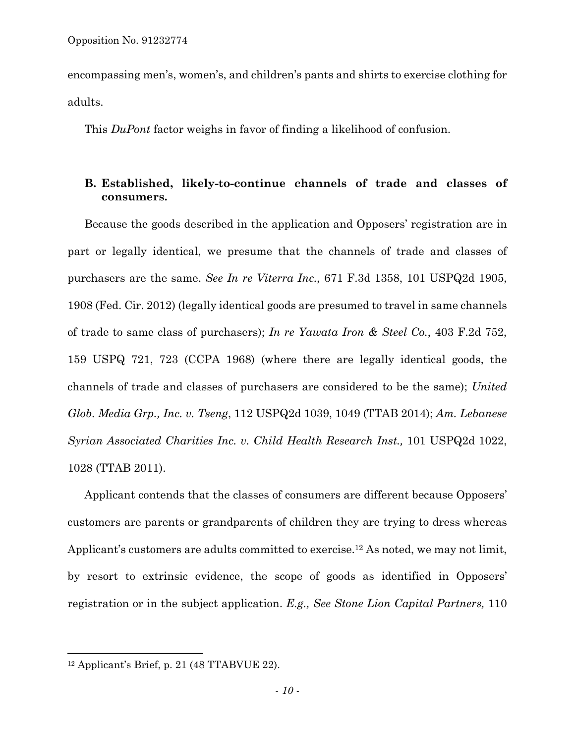encompassing men's, women's, and children's pants and shirts to exercise clothing for adults.

This *DuPont* factor weighs in favor of finding a likelihood of confusion.

### B. Established, likely-to-continue channels of trade and classes of consumers.

Because the goods described in the application and Opposers' registration are in part or legally identical, we presume that the channels of trade and classes of purchasers are the same. *See In re Viterra Inc.,* 671 F.3d 1358, 101 USPQ2d 1905, 1908 (Fed. Cir. 2012) (legally identical goods are presumed to travel in same channels of trade to same class of purchasers); *In re Yawata Iron & Steel Co.*, 403 F.2d 752, 159 USPQ 721, 723 (CCPA 1968) (where there are legally identical goods, the channels of trade and classes of purchasers are considered to be the same); *United Glob. Media Grp., Inc. v. Tseng*, 112 USPQ2d 1039, 1049 (TTAB 2014); *Am. Lebanese Syrian Associated Charities Inc. v. Child Health Research Inst.,* 101 USPQ2d 1022, 1028 (TTAB 2011).

Applicant contends that the classes of consumers are different because Opposers' customers are parents or grandparents of children they are trying to dress whereas Applicant's customers are adults committed to exercise.[12] As noted, we may not limit, by resort to extrinsic evidence, the scope of goods as identified in Opposers' registration or in the subject application. *E.g., See Stone Lion Capital Partners,* 110

---

[12] Applicant's Brief, p. 21 (48 TTABVUE 22).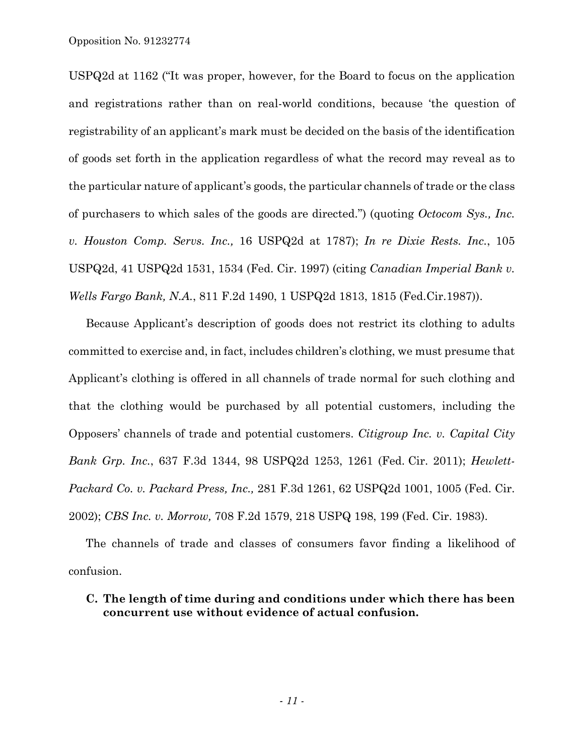USPQ2d at 1162 ("It was proper, however, for the Board to focus on the application and registrations rather than on real-world conditions, because 'the question of registrability of an applicant's mark must be decided on the basis of the identification of goods set forth in the application regardless of what the record may reveal as to the particular nature of applicant's goods, the particular channels of trade or the class of purchasers to which sales of the goods are directed.") (quoting *Octocom Sys., Inc. v. Houston Comp. Servs. Inc.,* 16 USPQ2d at 1787); *In re Dixie Rests. Inc.*, 105 USPQ2d, 41 USPQ2d 1531, 1534 (Fed. Cir. 1997) (citing *Canadian Imperial Bank v. Wells Fargo Bank, N.A.*, 811 F.2d 1490, 1 USPQ2d 1813, 1815 (Fed.Cir.1987)).

Because Applicant's description of goods does not restrict its clothing to adults committed to exercise and, in fact, includes children's clothing, we must presume that Applicant's clothing is offered in all channels of trade normal for such clothing and that the clothing would be purchased by all potential customers, including the Opposers' channels of trade and potential customers. *Citigroup Inc. v. Capital City Bank Grp. Inc.*, 637 F.3d 1344, 98 USPQ2d 1253, 1261 (Fed. Cir. 2011); *Hewlett-Packard Co. v. Packard Press, Inc.,* 281 F.3d 1261, 62 USPQ2d 1001, 1005 (Fed. Cir. 2002); *CBS Inc. v. Morrow,* 708 F.2d 1579, 218 USPQ 198, 199 (Fed. Cir. 1983).

The channels of trade and classes of consumers favor finding a likelihood of confusion.

### C. The length of time during and conditions under which there has been concurrent use without evidence of actual confusion.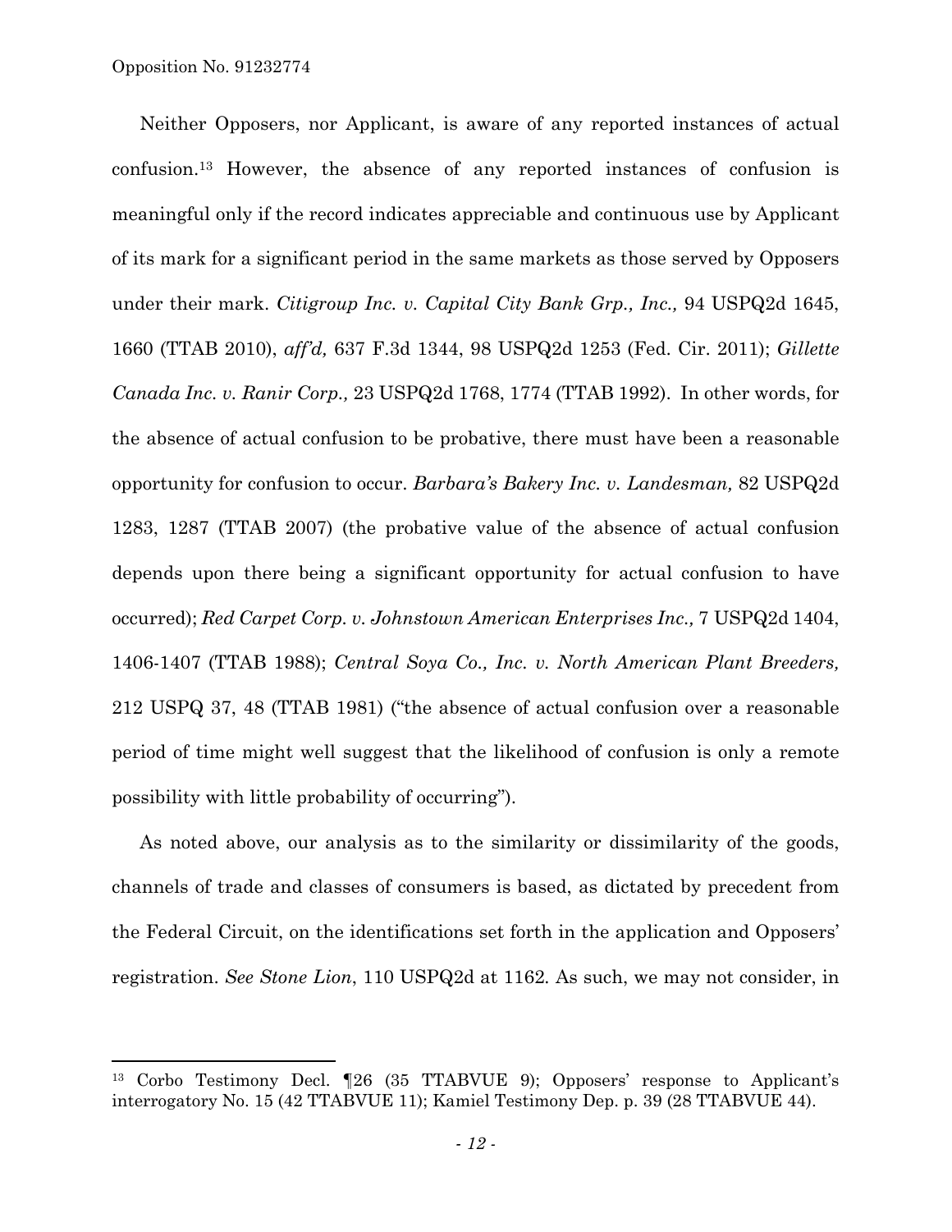Neither Opposers, nor Applicant, is aware of any reported instances of actual confusion.[13] However, the absence of any reported instances of confusion is meaningful only if the record indicates appreciable and continuous use by Applicant of its mark for a significant period in the same markets as those served by Opposers under their mark. *Citigroup Inc. v. Capital City Bank Grp., Inc.,* 94 USPQ2d 1645, 1660 (TTAB 2010), *aff'd,* 637 F.3d 1344, 98 USPQ2d 1253 (Fed. Cir. 2011); *Gillette Canada Inc. v. Ranir Corp.,* 23 USPQ2d 1768, 1774 (TTAB 1992). In other words, for the absence of actual confusion to be probative, there must have been a reasonable opportunity for confusion to occur. *Barbara's Bakery Inc. v. Landesman,* 82 USPQ2d 1283, 1287 (TTAB 2007) (the probative value of the absence of actual confusion depends upon there being a significant opportunity for actual confusion to have occurred); *Red Carpet Corp. v. Johnstown American Enterprises Inc.,* 7 USPQ2d 1404, 1406-1407 (TTAB 1988); *Central Soya Co., Inc. v. North American Plant Breeders,* 212 USPQ 37, 48 (TTAB 1981) ("the absence of actual confusion over a reasonable period of time might well suggest that the likelihood of confusion is only a remote possibility with little probability of occurring").

As noted above, our analysis as to the similarity or dissimilarity of the goods, channels of trade and classes of consumers is based, as dictated by precedent from the Federal Circuit, on the identifications set forth in the application and Opposers' registration. *See Stone Lion*, 110 USPQ2d at 1162. As such, we may not consider, in

---

[13] Corbo Testimony Decl. ¶26 (35 TTABVUE 9); Opposers' response to Applicant's interrogatory No. 15 (42 TTABVUE 11); Kamiel Testimony Dep. p. 39 (28 TTABVUE 44).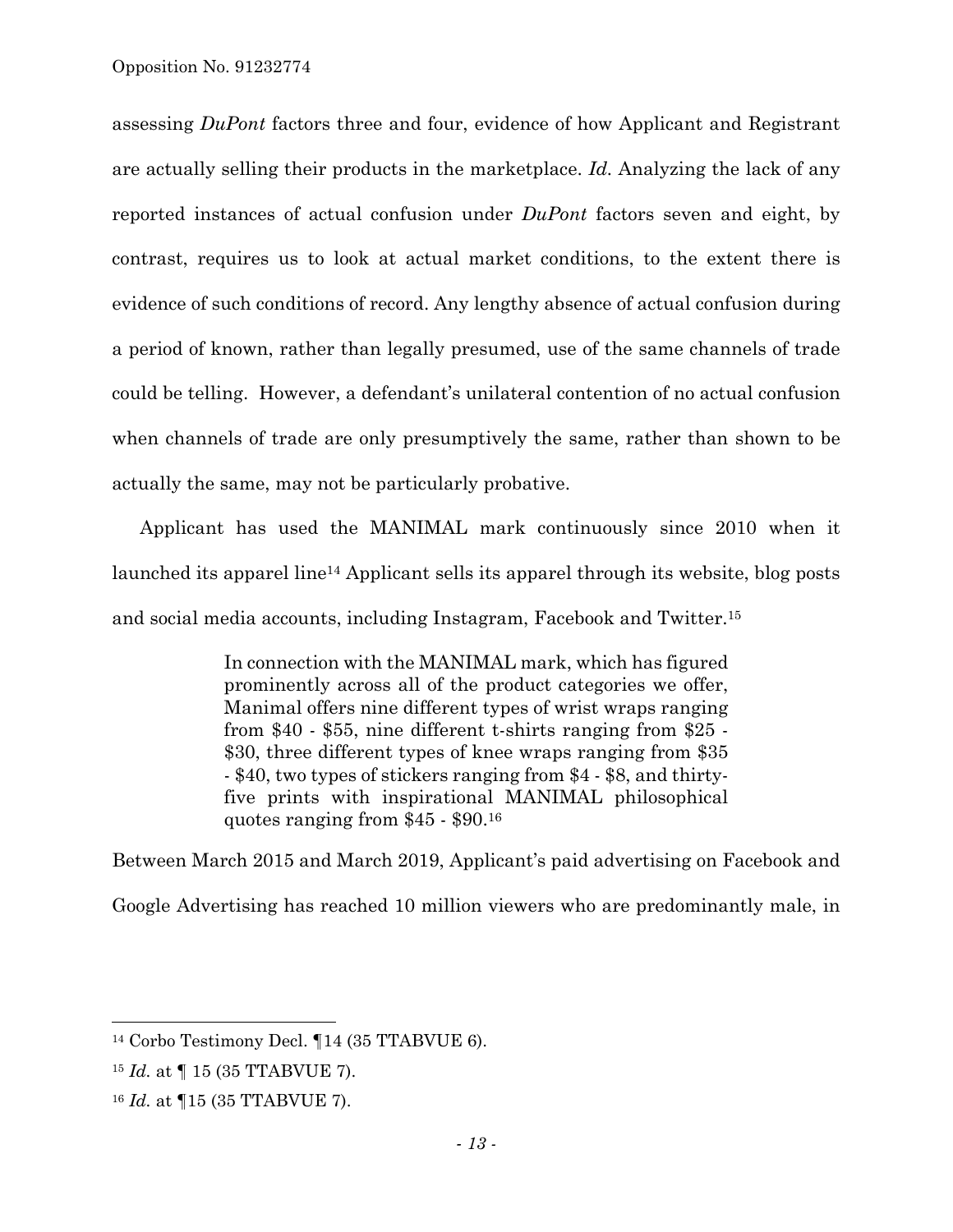assessing *DuPont* factors three and four, evidence of how Applicant and Registrant are actually selling their products in the marketplace. *Id.* Analyzing the lack of any reported instances of actual confusion under *DuPont* factors seven and eight, by contrast, requires us to look at actual market conditions, to the extent there is evidence of such conditions of record. Any lengthy absence of actual confusion during a period of known, rather than legally presumed, use of the same channels of trade could be telling. However, a defendant's unilateral contention of no actual confusion when channels of trade are only presumptively the same, rather than shown to be actually the same, may not be particularly probative.

Applicant has used the MANIMAL mark continuously since 2010 when it launched its apparel line[14] Applicant sells its apparel through its website, blog posts and social media accounts, including Instagram, Facebook and Twitter.[15]

> In connection with the MANIMAL mark, which has figured prominently across all of the product categories we offer, Manimal offers nine different types of wrist wraps ranging from $40 - $55, nine different t-shirts ranging from $25 - $30, three different types of knee wraps ranging from $35 - $40, two types of stickers ranging from $4 - $8, and thirty-five prints with inspirational MANIMAL philosophical quotes ranging from $45 - $90.[16]

Between March 2015 and March 2019, Applicant's paid advertising on Facebook and Google Advertising has reached 10 million viewers who are predominantly male, in

---

[14] Corbo Testimony Decl. ¶14 (35 TTABVUE 6).

[15] *Id.* at ¶ 15 (35 TTABVUE 7).

[16] *Id.* at ¶15 (35 TTABVUE 7).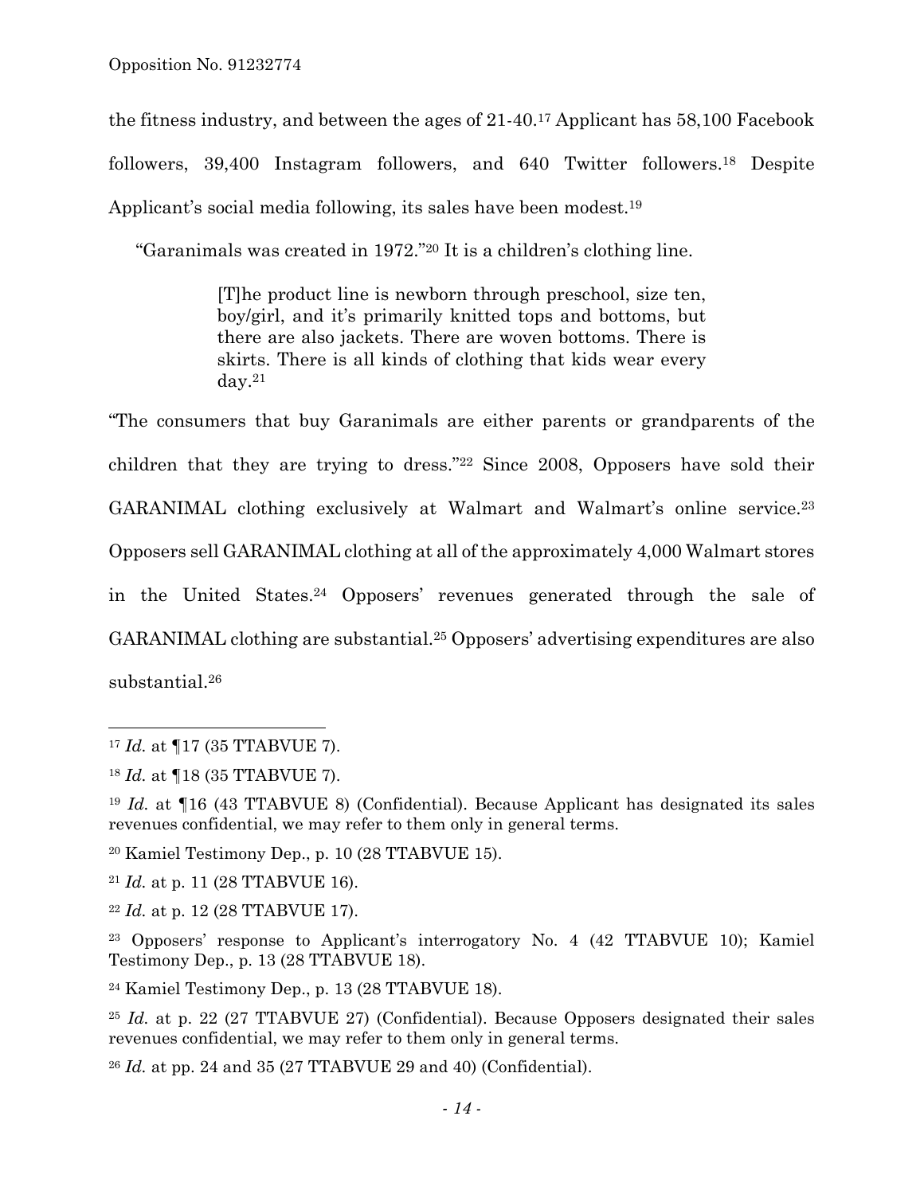the fitness industry, and between the ages of 21-40.[17] Applicant has 58,100 Facebook followers, 39,400 Instagram followers, and 640 Twitter followers.[18] Despite Applicant's social media following, its sales have been modest.[19]

"Garanimals was created in 1972."[20] It is a children's clothing line.

> [T]he product line is newborn through preschool, size ten, boy/girl, and it's primarily knitted tops and bottoms, but there are also jackets. There are woven bottoms. There is skirts. There is all kinds of clothing that kids wear every day.[21]

"The consumers that buy Garanimals are either parents or grandparents of the children that they are trying to dress."[22] Since 2008, Opposers have sold their GARANIMAL clothing exclusively at Walmart and Walmart's online service.[23] Opposers sell GARANIMAL clothing at all of the approximately 4,000 Walmart stores in the United States.[24] Opposers' revenues generated through the sale of GARANIMAL clothing are substantial.[25] Opposers' advertising expenditures are also substantial.[26]

---

[17] *Id.* at ¶17 (35 TTABVUE 7).

[18] *Id.* at ¶18 (35 TTABVUE 7).

[19] *Id.* at ¶16 (43 TTABVUE 8) (Confidential). Because Applicant has designated its sales revenues confidential, we may refer to them only in general terms.

[20] Kamiel Testimony Dep., p. 10 (28 TTABVUE 15).

[21] *Id.* at p. 11 (28 TTABVUE 16).

[22] *Id.* at p. 12 (28 TTABVUE 17).

[23] Opposers' response to Applicant's interrogatory No. 4 (42 TTABVUE 10); Kamiel Testimony Dep., p. 13 (28 TTABVUE 18).

[24] Kamiel Testimony Dep., p. 13 (28 TTABVUE 18).

[25] *Id.* at p. 22 (27 TTABVUE 27) (Confidential). Because Opposers designated their sales revenues confidential, we may refer to them only in general terms.

[26] *Id.* at pp. 24 and 35 (27 TTABVUE 29 and 40) (Confidential).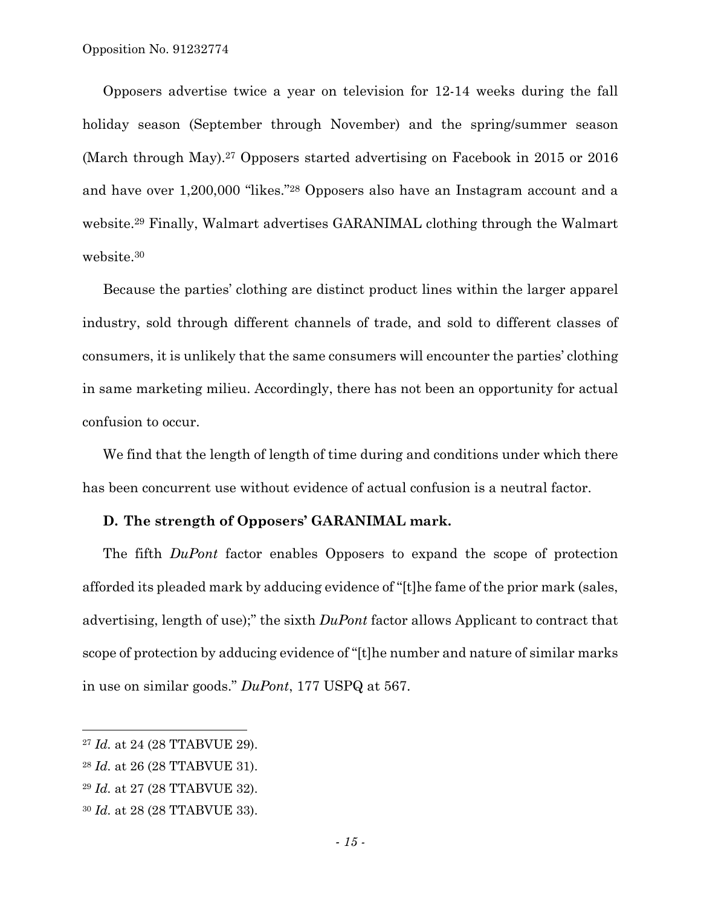Opposers advertise twice a year on television for 12-14 weeks during the fall holiday season (September through November) and the spring/summer season (March through May).[27] Opposers started advertising on Facebook in 2015 or 2016 and have over 1,200,000 "likes."[28] Opposers also have an Instagram account and a website.[29] Finally, Walmart advertises GARANIMAL clothing through the Walmart website.[30]

Because the parties' clothing are distinct product lines within the larger apparel industry, sold through different channels of trade, and sold to different classes of consumers, it is unlikely that the same consumers will encounter the parties' clothing in same marketing milieu. Accordingly, there has not been an opportunity for actual confusion to occur.

We find that the length of length of time during and conditions under which there has been concurrent use without evidence of actual confusion is a neutral factor.

**D. The strength of Opposers' GARANIMAL mark.**

The fifth *DuPont* factor enables Opposers to expand the scope of protection afforded its pleaded mark by adducing evidence of "[t]he fame of the prior mark (sales, advertising, length of use);" the sixth *DuPont* factor allows Applicant to contract that scope of protection by adducing evidence of "[t]he number and nature of similar marks in use on similar goods." *DuPont*, 177 USPQ at 567.

---

[27] *Id.* at 24 (28 TTABVUE 29).

[28] *Id.* at 26 (28 TTABVUE 31).

[29] *Id.* at 27 (28 TTABVUE 32).

[30] *Id.* at 28 (28 TTABVUE 33).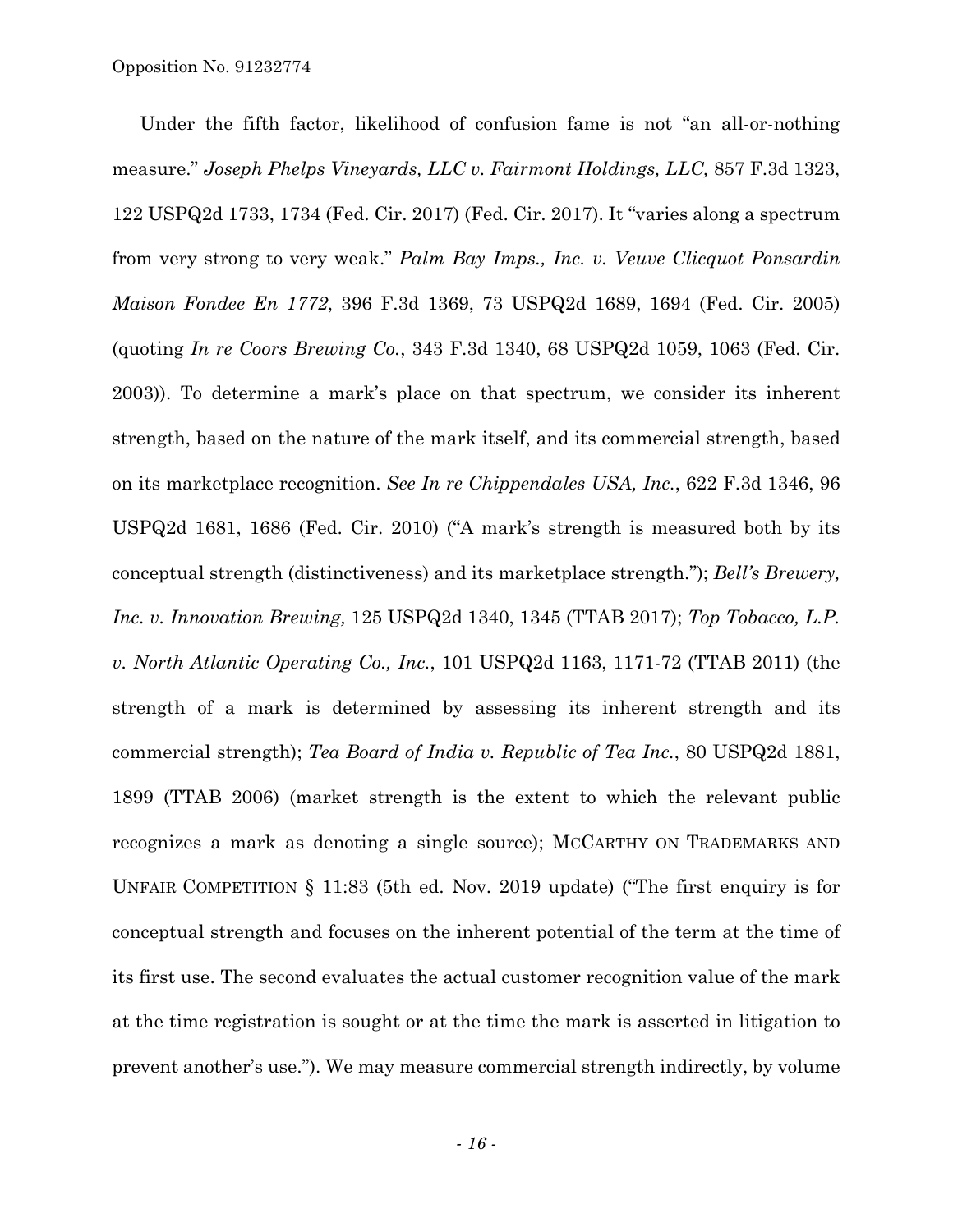Under the fifth factor, likelihood of confusion fame is not "an all-or-nothing measure." *Joseph Phelps Vineyards, LLC v. Fairmont Holdings, LLC,* 857 F.3d 1323, 122 USPQ2d 1733, 1734 (Fed. Cir. 2017) (Fed. Cir. 2017). It "varies along a spectrum from very strong to very weak." *Palm Bay Imps., Inc. v. Veuve Clicquot Ponsardin Maison Fondee En 1772*, 396 F.3d 1369, 73 USPQ2d 1689, 1694 (Fed. Cir. 2005) (quoting *In re Coors Brewing Co.*, 343 F.3d 1340, 68 USPQ2d 1059, 1063 (Fed. Cir. 2003)). To determine a mark's place on that spectrum, we consider its inherent strength, based on the nature of the mark itself, and its commercial strength, based on its marketplace recognition. *See In re Chippendales USA, Inc.*, 622 F.3d 1346, 96 USPQ2d 1681, 1686 (Fed. Cir. 2010) ("A mark's strength is measured both by its conceptual strength (distinctiveness) and its marketplace strength."); *Bell's Brewery, Inc. v. Innovation Brewing,* 125 USPQ2d 1340, 1345 (TTAB 2017); *Top Tobacco, L.P. v. North Atlantic Operating Co., Inc.*, 101 USPQ2d 1163, 1171-72 (TTAB 2011) (the strength of a mark is determined by assessing its inherent strength and its commercial strength); *Tea Board of India v. Republic of Tea Inc.*, 80 USPQ2d 1881, 1899 (TTAB 2006) (market strength is the extent to which the relevant public recognizes a mark as denoting a single source); MCCARTHY ON TRADEMARKS AND UNFAIR COMPETITION § 11:83 (5th ed. Nov. 2019 update) ("The first enquiry is for conceptual strength and focuses on the inherent potential of the term at the time of its first use. The second evaluates the actual customer recognition value of the mark at the time registration is sought or at the time the mark is asserted in litigation to prevent another's use."). We may measure commercial strength indirectly, by volume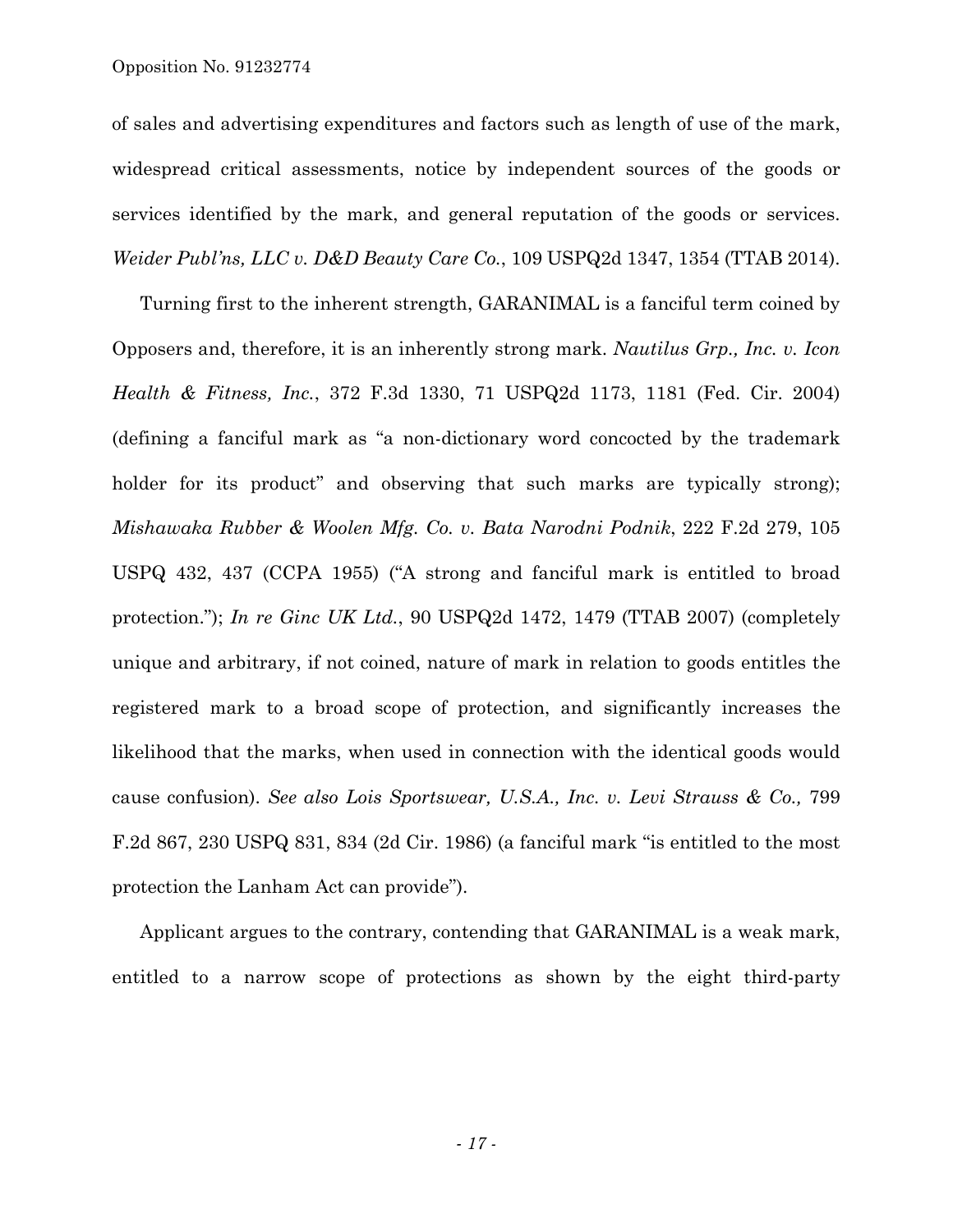of sales and advertising expenditures and factors such as length of use of the mark, widespread critical assessments, notice by independent sources of the goods or services identified by the mark, and general reputation of the goods or services. *Weider Publ'ns, LLC v. D&D Beauty Care Co.*, 109 USPQ2d 1347, 1354 (TTAB 2014).

Turning first to the inherent strength, GARANIMAL is a fanciful term coined by Opposers and, therefore, it is an inherently strong mark. *Nautilus Grp., Inc. v. Icon Health & Fitness, Inc.*, 372 F.3d 1330, 71 USPQ2d 1173, 1181 (Fed. Cir. 2004) (defining a fanciful mark as "a non-dictionary word concocted by the trademark holder for its product" and observing that such marks are typically strong); *Mishawaka Rubber & Woolen Mfg. Co. v. Bata Narodni Podnik*, 222 F.2d 279, 105 USPQ 432, 437 (CCPA 1955) ("A strong and fanciful mark is entitled to broad protection."); *In re Ginc UK Ltd.*, 90 USPQ2d 1472, 1479 (TTAB 2007) (completely unique and arbitrary, if not coined, nature of mark in relation to goods entitles the registered mark to a broad scope of protection, and significantly increases the likelihood that the marks, when used in connection with the identical goods would cause confusion). *See also Lois Sportswear, U.S.A., Inc. v. Levi Strauss & Co.,* 799 F.2d 867, 230 USPQ 831, 834 (2d Cir. 1986) (a fanciful mark "is entitled to the most protection the Lanham Act can provide").

Applicant argues to the contrary, contending that GARANIMAL is a weak mark, entitled to a narrow scope of protections as shown by the eight third-party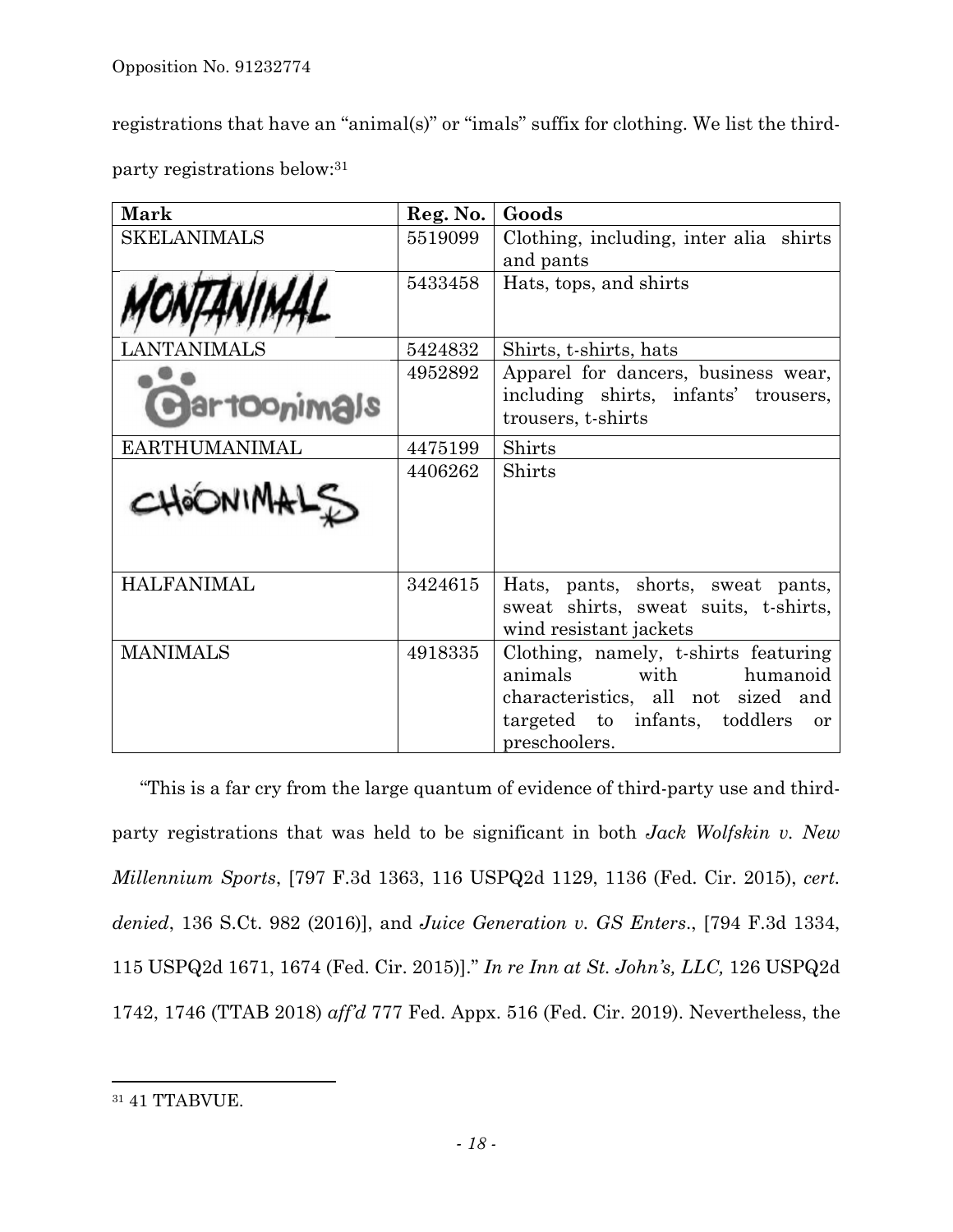registrations that have an "animal(s)" or "imals" suffix for clothing. We list the third-party registrations below:[31]

| Mark | Reg. No. | Goods |
|---|---|---|
| SKELANIMALS | 5519099 | Clothing, including, inter alia shirts and pants |
| MONTANIMAL | 5433458 | Hats, tops, and shirts |
| LANTANIMALS | 5424832 | Shirts, t-shirts, hats |
| Cartoonimals | 4952892 | Apparel for dancers, business wear, including shirts, infants' trousers, trousers, t-shirts |
| EARTHUMANIMAL | 4475199 | Shirts |
| CHOONIMALS | 4406262 | Shirts |
| HALFANIMAL | 3424615 | Hats, pants, shorts, sweat pants, sweat shirts, sweat suits, t-shirts, wind resistant jackets |
| MANIMALS | 4918335 | Clothing, namely, t-shirts featuring animals with humanoid characteristics, all not sized and targeted to infants, toddlers or preschoolers. |

"This is a far cry from the large quantum of evidence of third-party use and third-party registrations that was held to be significant in both *Jack Wolfskin v. New Millennium Sports*, [797 F.3d 1363, 116 USPQ2d 1129, 1136 (Fed. Cir. 2015), *cert. denied*, 136 S.Ct. 982 (2016)], and *Juice Generation v. GS Enters*., [794 F.3d 1334, 115 USPQ2d 1671, 1674 (Fed. Cir. 2015)]." *In re Inn at St. John's, LLC,* 126 USPQ2d 1742, 1746 (TTAB 2018) *aff'd* 777 Fed. Appx. 516 (Fed. Cir. 2019). Nevertheless, the

---

[31] 41 TTABVUE.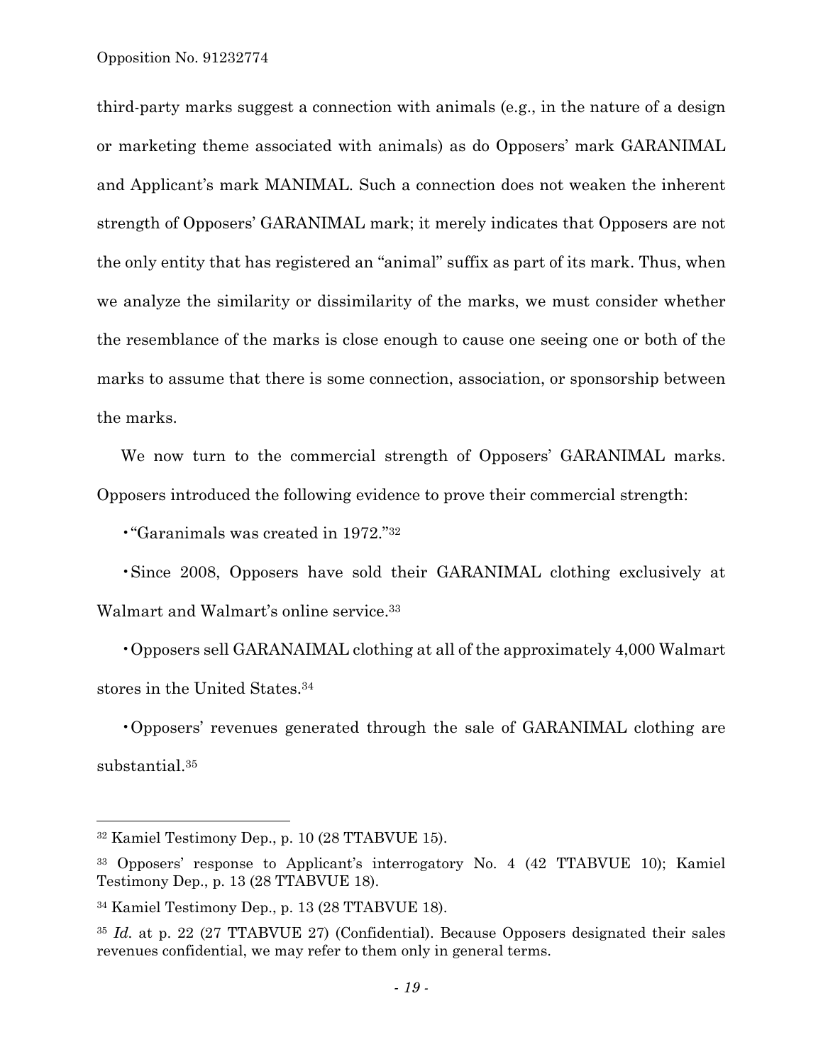third-party marks suggest a connection with animals (e.g., in the nature of a design or marketing theme associated with animals) as do Opposers' mark GARANIMAL and Applicant's mark MANIMAL. Such a connection does not weaken the inherent strength of Opposers' GARANIMAL mark; it merely indicates that Opposers are not the only entity that has registered an "animal" suffix as part of its mark. Thus, when we analyze the similarity or dissimilarity of the marks, we must consider whether the resemblance of the marks is close enough to cause one seeing one or both of the marks to assume that there is some connection, association, or sponsorship between the marks.

We now turn to the commercial strength of Opposers' GARANIMAL marks. Opposers introduced the following evidence to prove their commercial strength:

- "Garanimals was created in 1972."[32]

- Since 2008, Opposers have sold their GARANIMAL clothing exclusively at Walmart and Walmart's online service.[33]

- Opposers sell GARANAIMAL clothing at all of the approximately 4,000 Walmart stores in the United States.[34]

- Opposers' revenues generated through the sale of GARANIMAL clothing are substantial.[35]

---

[32] Kamiel Testimony Dep., p. 10 (28 TTABVUE 15).

[33] Opposers' response to Applicant's interrogatory No. 4 (42 TTABVUE 10); Kamiel Testimony Dep., p. 13 (28 TTABVUE 18).

[34] Kamiel Testimony Dep., p. 13 (28 TTABVUE 18).

[35] *Id.* at p. 22 (27 TTABVUE 27) (Confidential). Because Opposers designated their sales revenues confidential, we may refer to them only in general terms.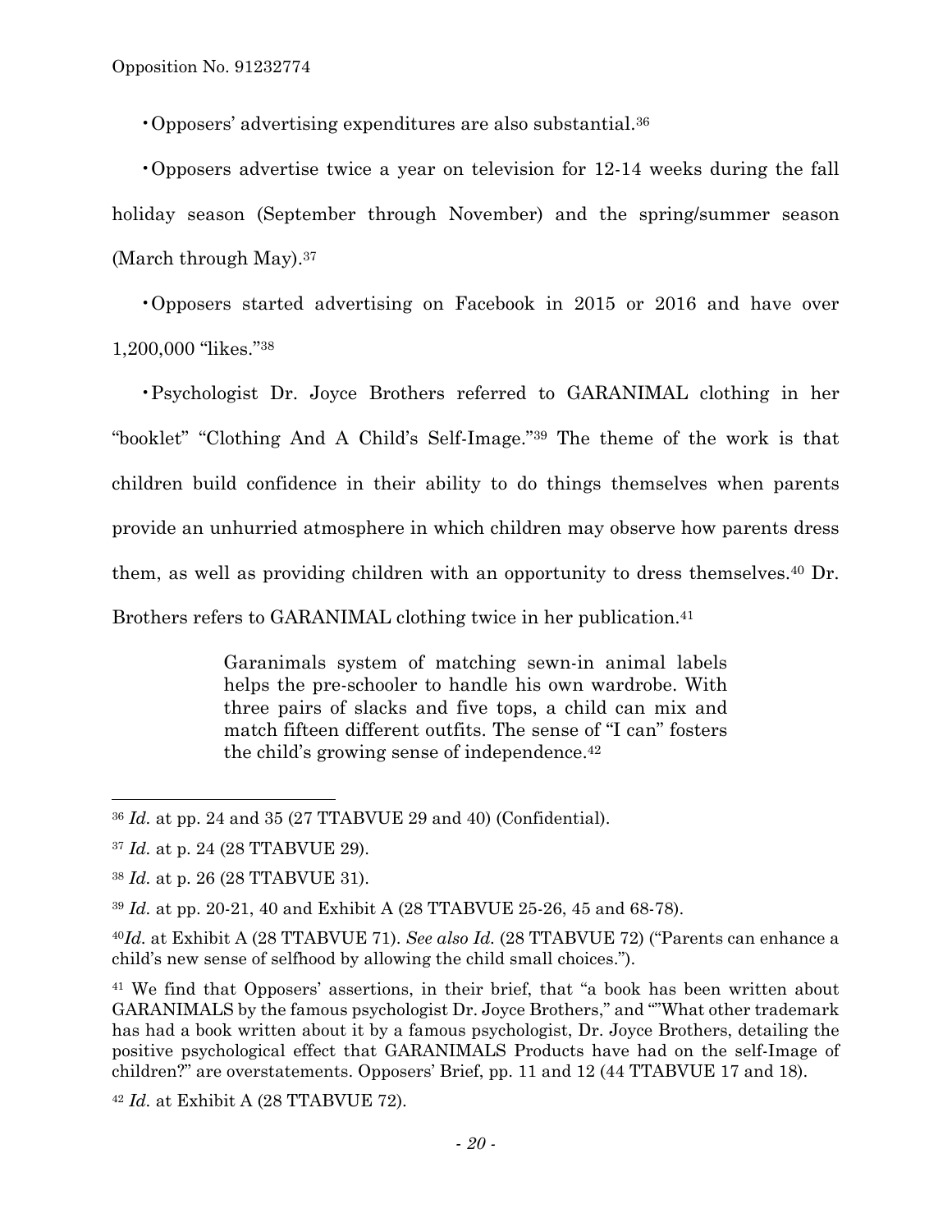- Opposers' advertising expenditures are also substantial.[36]

- Opposers advertise twice a year on television for 12-14 weeks during the fall holiday season (September through November) and the spring/summer season (March through May).[37]

- Opposers started advertising on Facebook in 2015 or 2016 and have over 1,200,000 "likes."[38]

- Psychologist Dr. Joyce Brothers referred to GARANIMAL clothing in her "booklet" "Clothing And A Child's Self-Image."[39] The theme of the work is that children build confidence in their ability to do things themselves when parents provide an unhurried atmosphere in which children may observe how parents dress them, as well as providing children with an opportunity to dress themselves.[40] Dr. Brothers refers to GARANIMAL clothing twice in her publication.[41]

> Garanimals system of matching sewn-in animal labels helps the pre-schooler to handle his own wardrobe. With three pairs of slacks and five tops, a child can mix and match fifteen different outfits. The sense of "I can" fosters the child's growing sense of independence.[42]

---

[36] *Id.* at pp. 24 and 35 (27 TTABVUE 29 and 40) (Confidential).

[37] *Id.* at p. 24 (28 TTABVUE 29).

[38] *Id.* at p. 26 (28 TTABVUE 31).

[39] *Id.* at pp. 20-21, 40 and Exhibit A (28 TTABVUE 25-26, 45 and 68-78).

[40] *Id.* at Exhibit A (28 TTABVUE 71). *See also Id.* (28 TTABVUE 72) ("Parents can enhance a child's new sense of selfhood by allowing the child small choices.").

[41] We find that Opposers' assertions, in their brief, that "a book has been written about GARANIMALS by the famous psychologist Dr. Joyce Brothers," and ""What other trademark has had a book written about it by a famous psychologist, Dr. Joyce Brothers, detailing the positive psychological effect that GARANIMALS Products have had on the self-Image of children?" are overstatements. Opposers' Brief, pp. 11 and 12 (44 TTABVUE 17 and 18).

[42] *Id.* at Exhibit A (28 TTABVUE 72).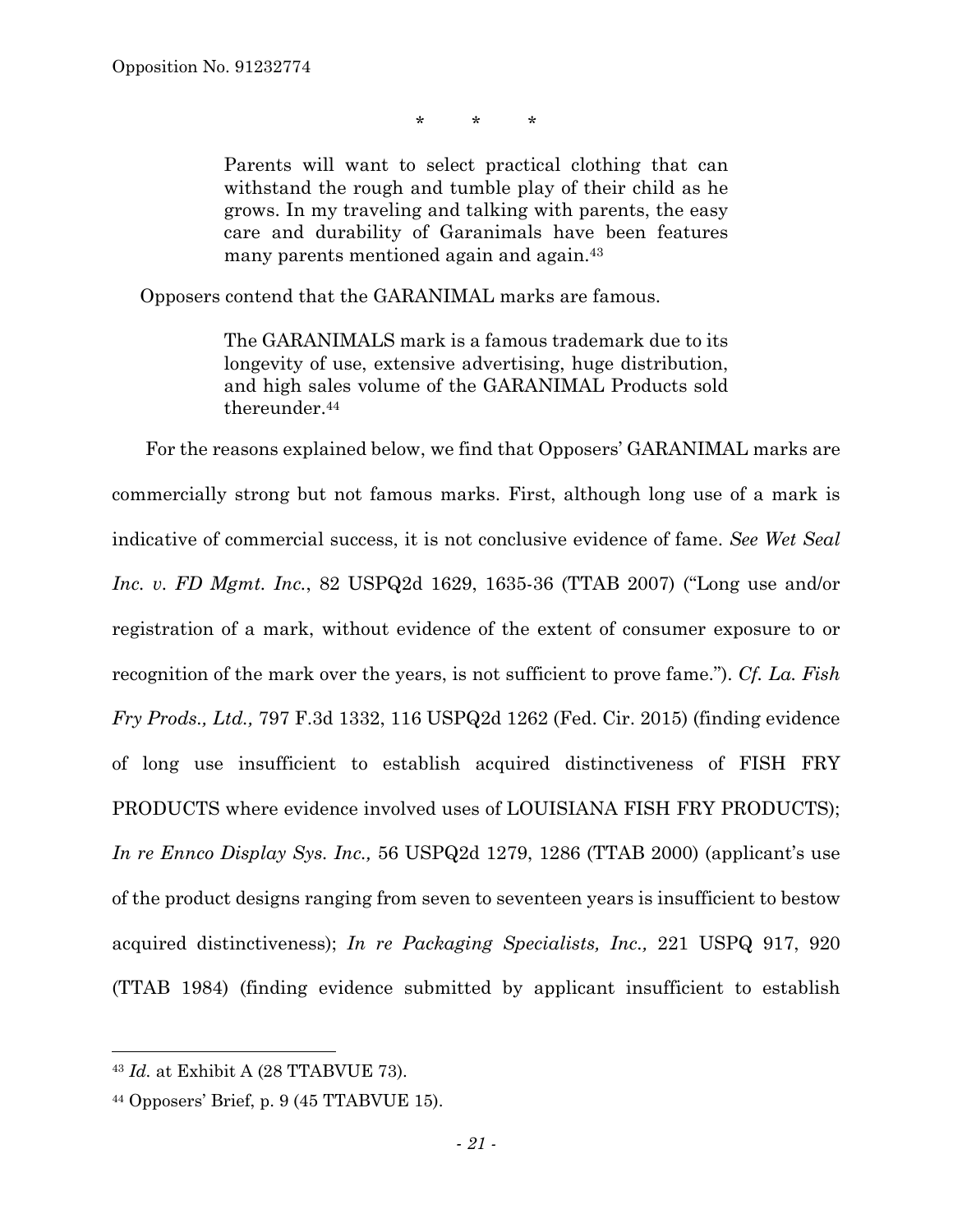\*        \*        \*

> Parents will want to select practical clothing that can withstand the rough and tumble play of their child as he grows. In my traveling and talking with parents, the easy care and durability of Garanimals have been features many parents mentioned again and again.[43]

Opposers contend that the GARANIMAL marks are famous.

> The GARANIMALS mark is a famous trademark due to its longevity of use, extensive advertising, huge distribution, and high sales volume of the GARANIMAL Products sold thereunder.[44]

For the reasons explained below, we find that Opposers' GARANIMAL marks are commercially strong but not famous marks. First, although long use of a mark is indicative of commercial success, it is not conclusive evidence of fame. *See Wet Seal Inc. v. FD Mgmt. Inc.*, 82 USPQ2d 1629, 1635-36 (TTAB 2007) ("Long use and/or registration of a mark, without evidence of the extent of consumer exposure to or recognition of the mark over the years, is not sufficient to prove fame."). *Cf. La. Fish Fry Prods., Ltd.,* 797 F.3d 1332, 116 USPQ2d 1262 (Fed. Cir. 2015) (finding evidence of long use insufficient to establish acquired distinctiveness of FISH FRY PRODUCTS where evidence involved uses of LOUISIANA FISH FRY PRODUCTS); *In re Ennco Display Sys. Inc.,* 56 USPQ2d 1279, 1286 (TTAB 2000) (applicant's use of the product designs ranging from seven to seventeen years is insufficient to bestow acquired distinctiveness); *In re Packaging Specialists, Inc.,* 221 USPQ 917, 920 (TTAB 1984) (finding evidence submitted by applicant insufficient to establish

---

[43] *Id.* at Exhibit A (28 TTABVUE 73).

[44] Opposers' Brief, p. 9 (45 TTABVUE 15).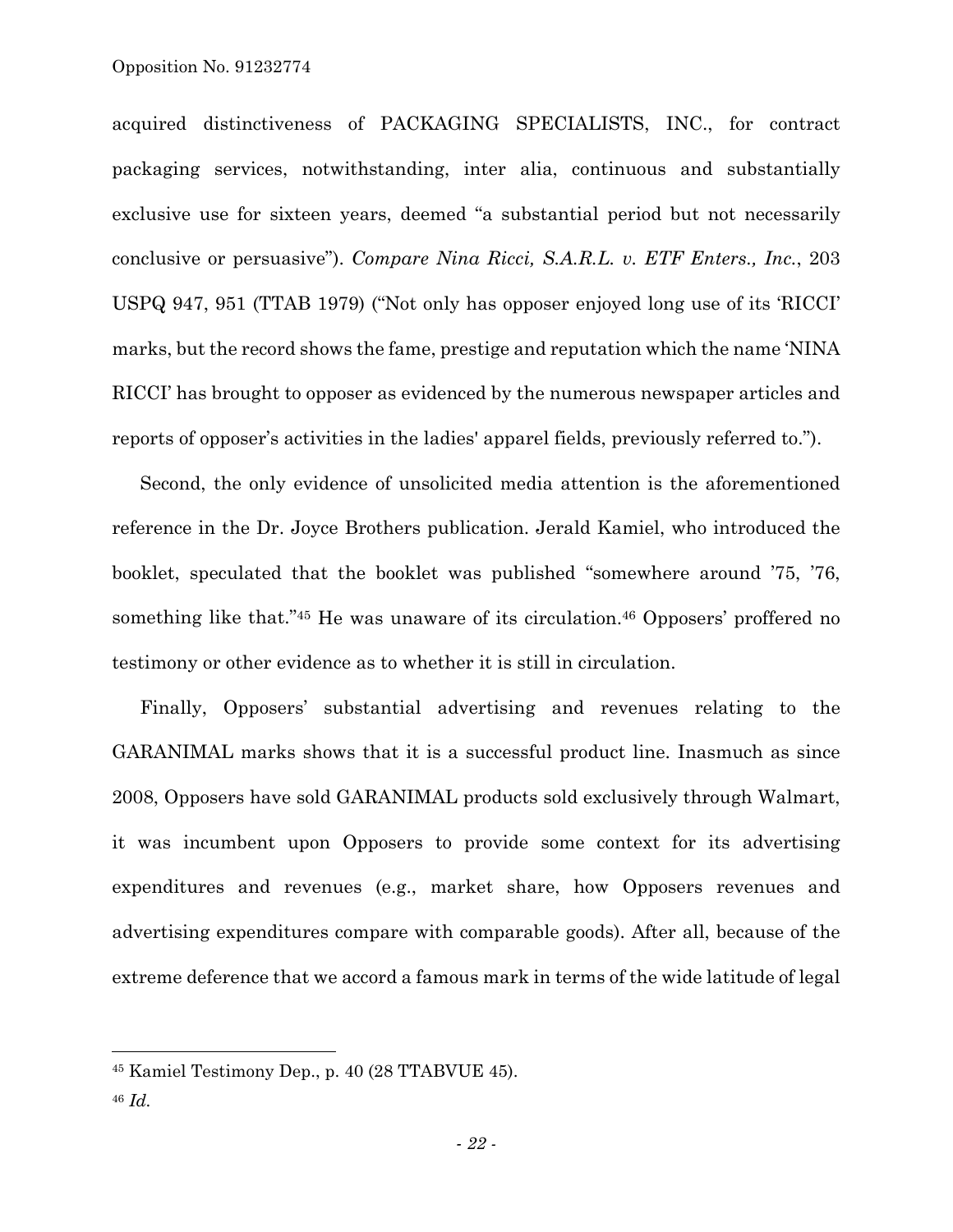acquired distinctiveness of PACKAGING SPECIALISTS, INC., for contract packaging services, notwithstanding, inter alia, continuous and substantially exclusive use for sixteen years, deemed "a substantial period but not necessarily conclusive or persuasive"). *Compare Nina Ricci, S.A.R.L. v. ETF Enters., Inc.*, 203 USPQ 947, 951 (TTAB 1979) ("Not only has opposer enjoyed long use of its 'RICCI' marks, but the record shows the fame, prestige and reputation which the name 'NINA RICCI' has brought to opposer as evidenced by the numerous newspaper articles and reports of opposer's activities in the ladies' apparel fields, previously referred to.").

Second, the only evidence of unsolicited media attention is the aforementioned reference in the Dr. Joyce Brothers publication. Jerald Kamiel, who introduced the booklet, speculated that the booklet was published "somewhere around '75, '76, something like that."[45] He was unaware of its circulation.[46] Opposers' proffered no testimony or other evidence as to whether it is still in circulation.

Finally, Opposers' substantial advertising and revenues relating to the GARANIMAL marks shows that it is a successful product line. Inasmuch as since 2008, Opposers have sold GARANIMAL products sold exclusively through Walmart, it was incumbent upon Opposers to provide some context for its advertising expenditures and revenues (e.g., market share, how Opposers revenues and advertising expenditures compare with comparable goods). After all, because of the extreme deference that we accord a famous mark in terms of the wide latitude of legal

---

[45] Kamiel Testimony Dep., p. 40 (28 TTABVUE 45).

[46] *Id.*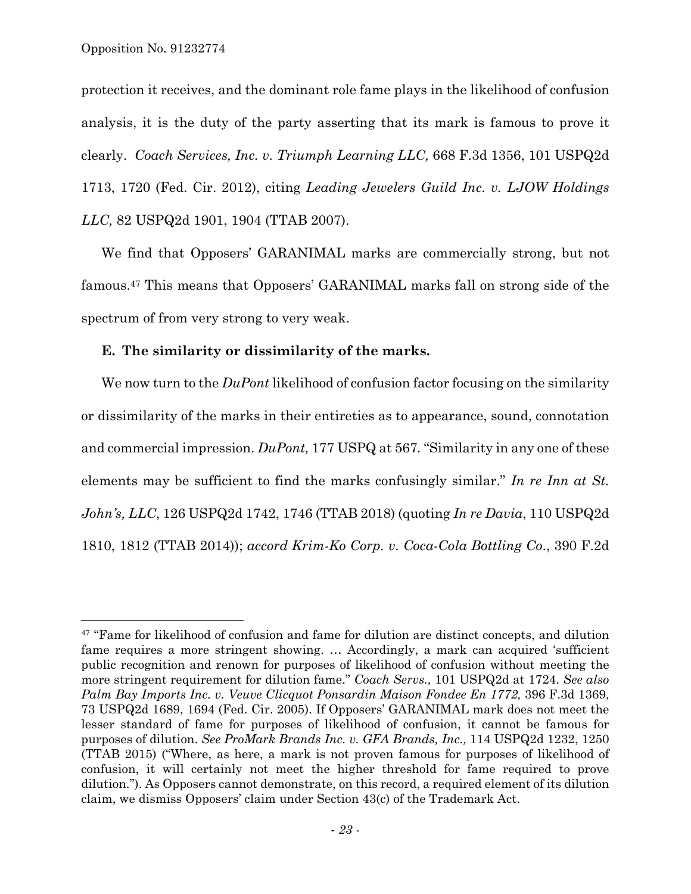protection it receives, and the dominant role fame plays in the likelihood of confusion analysis, it is the duty of the party asserting that its mark is famous to prove it clearly. *Coach Services, Inc. v. Triumph Learning LLC,* 668 F.3d 1356, 101 USPQ2d 1713, 1720 (Fed. Cir. 2012), citing *Leading Jewelers Guild Inc. v. LJOW Holdings LLC,* 82 USPQ2d 1901, 1904 (TTAB 2007).

We find that Opposers' GARANIMAL marks are commercially strong, but not famous.[47] This means that Opposers' GARANIMAL marks fall on strong side of the spectrum of from very strong to very weak.

**E. The similarity or dissimilarity of the marks.**

We now turn to the *DuPont* likelihood of confusion factor focusing on the similarity or dissimilarity of the marks in their entireties as to appearance, sound, connotation and commercial impression. *DuPont,* 177 USPQ at 567. "Similarity in any one of these elements may be sufficient to find the marks confusingly similar." *In re Inn at St. John's, LLC*, 126 USPQ2d 1742, 1746 (TTAB 2018) (quoting *In re Davia*, 110 USPQ2d 1810, 1812 (TTAB 2014)); *accord Krim-Ko Corp. v. Coca-Cola Bottling Co.*, 390 F.2d

---

[47] "Fame for likelihood of confusion and fame for dilution are distinct concepts, and dilution fame requires a more stringent showing. … Accordingly, a mark can acquired 'sufficient public recognition and renown for purposes of likelihood of confusion without meeting the more stringent requirement for dilution fame." *Coach Servs.,* 101 USPQ2d at 1724. *See also Palm Bay Imports Inc. v. Veuve Clicquot Ponsardin Maison Fondee En 1772,* 396 F.3d 1369, 73 USPQ2d 1689, 1694 (Fed. Cir. 2005). If Opposers' GARANIMAL mark does not meet the lesser standard of fame for purposes of likelihood of confusion, it cannot be famous for purposes of dilution. *See ProMark Brands Inc. v. GFA Brands, Inc.,* 114 USPQ2d 1232, 1250 (TTAB 2015) ("Where, as here, a mark is not proven famous for purposes of likelihood of confusion, it will certainly not meet the higher threshold for fame required to prove dilution."). As Opposers cannot demonstrate, on this record, a required element of its dilution claim, we dismiss Opposers' claim under Section 43(c) of the Trademark Act.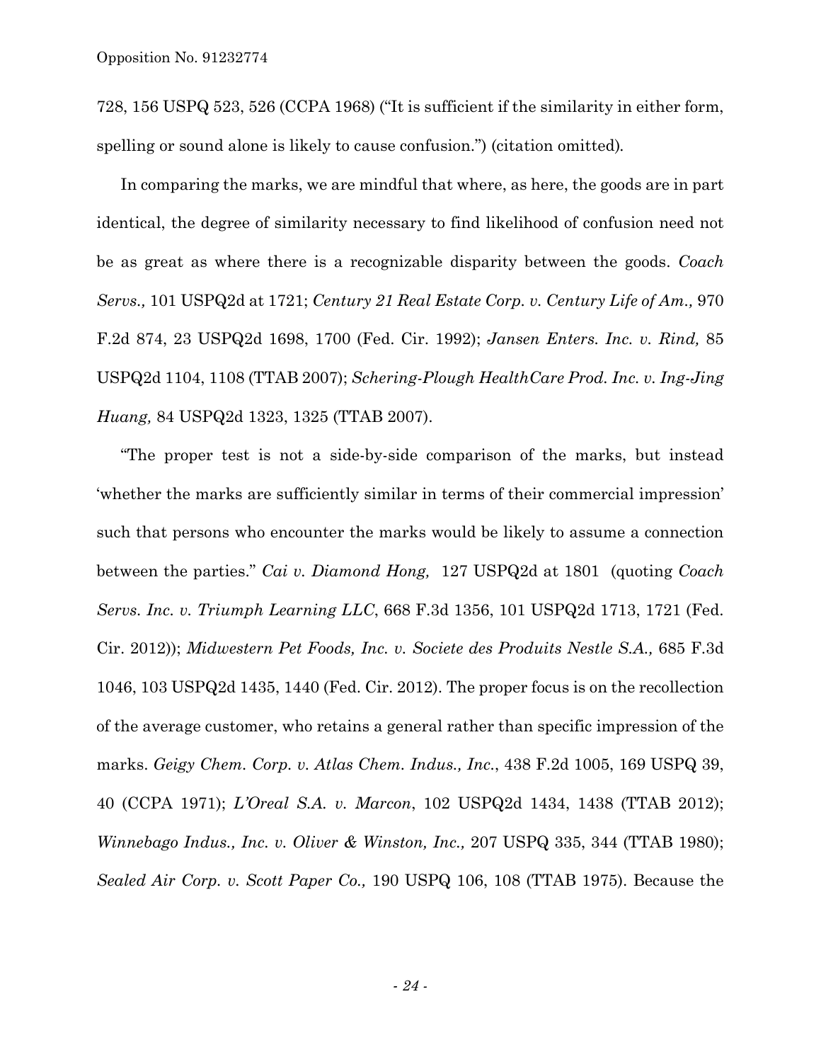728, 156 USPQ 523, 526 (CCPA 1968) ("It is sufficient if the similarity in either form, spelling or sound alone is likely to cause confusion.") (citation omitted).

In comparing the marks, we are mindful that where, as here, the goods are in part identical, the degree of similarity necessary to find likelihood of confusion need not be as great as where there is a recognizable disparity between the goods. *Coach Servs.,* 101 USPQ2d at 1721; *Century 21 Real Estate Corp. v. Century Life of Am.,* 970 F.2d 874, 23 USPQ2d 1698, 1700 (Fed. Cir. 1992); *Jansen Enters. Inc. v. Rind,* 85 USPQ2d 1104, 1108 (TTAB 2007); *Schering-Plough HealthCare Prod. Inc. v. Ing-Jing Huang,* 84 USPQ2d 1323, 1325 (TTAB 2007).

"The proper test is not a side-by-side comparison of the marks, but instead 'whether the marks are sufficiently similar in terms of their commercial impression' such that persons who encounter the marks would be likely to assume a connection between the parties." *Cai v. Diamond Hong,* 127 USPQ2d at 1801 (quoting *Coach Servs. Inc. v. Triumph Learning LLC*, 668 F.3d 1356, 101 USPQ2d 1713, 1721 (Fed. Cir. 2012)); *Midwestern Pet Foods, Inc. v. Societe des Produits Nestle S.A.,* 685 F.3d 1046, 103 USPQ2d 1435, 1440 (Fed. Cir. 2012). The proper focus is on the recollection of the average customer, who retains a general rather than specific impression of the marks. *Geigy Chem. Corp. v. Atlas Chem. Indus., Inc.*, 438 F.2d 1005, 169 USPQ 39, 40 (CCPA 1971); *L'Oreal S.A. v. Marcon*, 102 USPQ2d 1434, 1438 (TTAB 2012); *Winnebago Indus., Inc. v. Oliver & Winston, Inc.,* 207 USPQ 335, 344 (TTAB 1980); *Sealed Air Corp. v. Scott Paper Co.,* 190 USPQ 106, 108 (TTAB 1975). Because the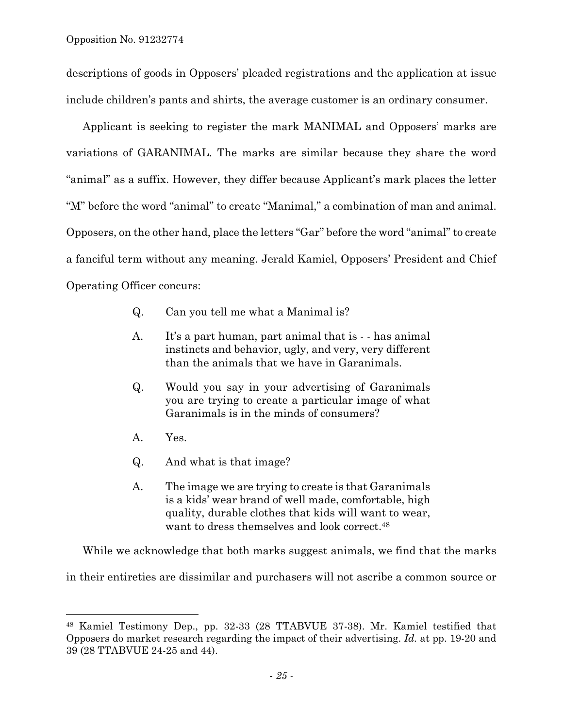descriptions of goods in Opposers' pleaded registrations and the application at issue include children's pants and shirts, the average customer is an ordinary consumer.

Applicant is seeking to register the mark MANIMAL and Opposers' marks are variations of GARANIMAL. The marks are similar because they share the word "animal" as a suffix. However, they differ because Applicant's mark places the letter "M" before the word "animal" to create "Manimal," a combination of man and animal. Opposers, on the other hand, place the letters "Gar" before the word "animal" to create a fanciful term without any meaning. Jerald Kamiel, Opposers' President and Chief Operating Officer concurs:

> Q. Can you tell me what a Manimal is?
>
> A. It's a part human, part animal that is - - has animal instincts and behavior, ugly, and very, very different than the animals that we have in Garanimals.
>
> Q. Would you say in your advertising of Garanimals you are trying to create a particular image of what Garanimals is in the minds of consumers?
>
> A. Yes.
>
> Q. And what is that image?
>
> A. The image we are trying to create is that Garanimals is a kids' wear brand of well made, comfortable, high quality, durable clothes that kids will want to wear, want to dress themselves and look correct.[48]

While we acknowledge that both marks suggest animals, we find that the marks in their entireties are dissimilar and purchasers will not ascribe a common source or

---

[48] Kamiel Testimony Dep., pp. 32-33 (28 TTABVUE 37-38). Mr. Kamiel testified that Opposers do market research regarding the impact of their advertising. *Id.* at pp. 19-20 and 39 (28 TTABVUE 24-25 and 44).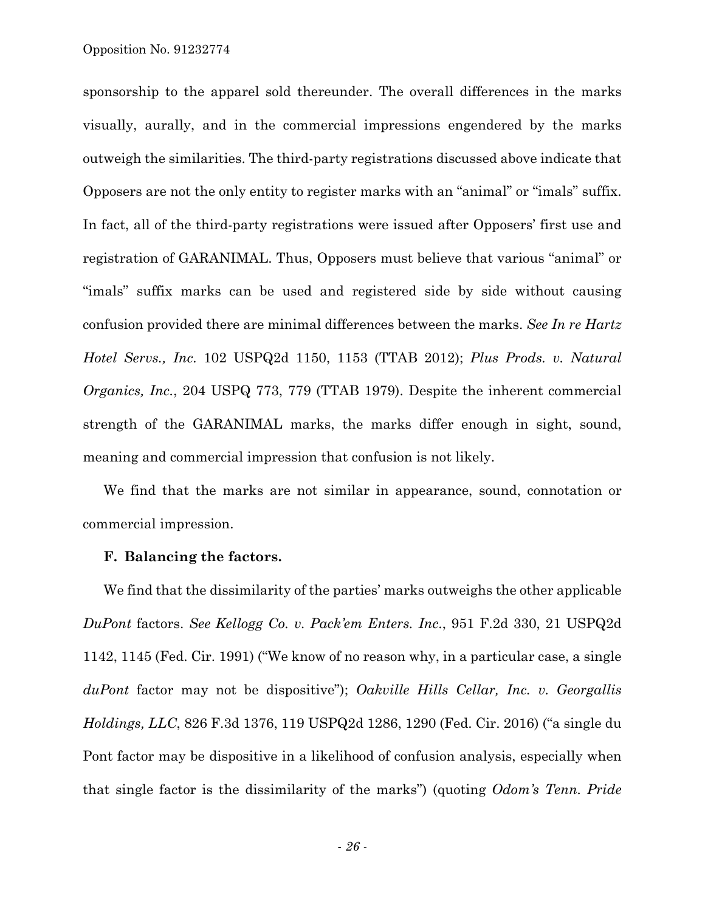sponsorship to the apparel sold thereunder. The overall differences in the marks visually, aurally, and in the commercial impressions engendered by the marks outweigh the similarities. The third-party registrations discussed above indicate that Opposers are not the only entity to register marks with an "animal" or "imals" suffix. In fact, all of the third-party registrations were issued after Opposers' first use and registration of GARANIMAL. Thus, Opposers must believe that various "animal" or "imals" suffix marks can be used and registered side by side without causing confusion provided there are minimal differences between the marks. *See In re Hartz Hotel Servs., Inc.* 102 USPQ2d 1150, 1153 (TTAB 2012); *Plus Prods. v. Natural Organics, Inc.*, 204 USPQ 773, 779 (TTAB 1979). Despite the inherent commercial strength of the GARANIMAL marks, the marks differ enough in sight, sound, meaning and commercial impression that confusion is not likely.

We find that the marks are not similar in appearance, sound, connotation or commercial impression.

**F. Balancing the factors.**

We find that the dissimilarity of the parties' marks outweighs the other applicable *DuPont* factors. *See Kellogg Co. v. Pack'em Enters. Inc.*, 951 F.2d 330, 21 USPQ2d 1142, 1145 (Fed. Cir. 1991) ("We know of no reason why, in a particular case, a single *duPont* factor may not be dispositive"); *Oakville Hills Cellar, Inc. v. Georgallis Holdings, LLC*, 826 F.3d 1376, 119 USPQ2d 1286, 1290 (Fed. Cir. 2016) ("a single du Pont factor may be dispositive in a likelihood of confusion analysis, especially when that single factor is the dissimilarity of the marks") (quoting *Odom's Tenn. Pride*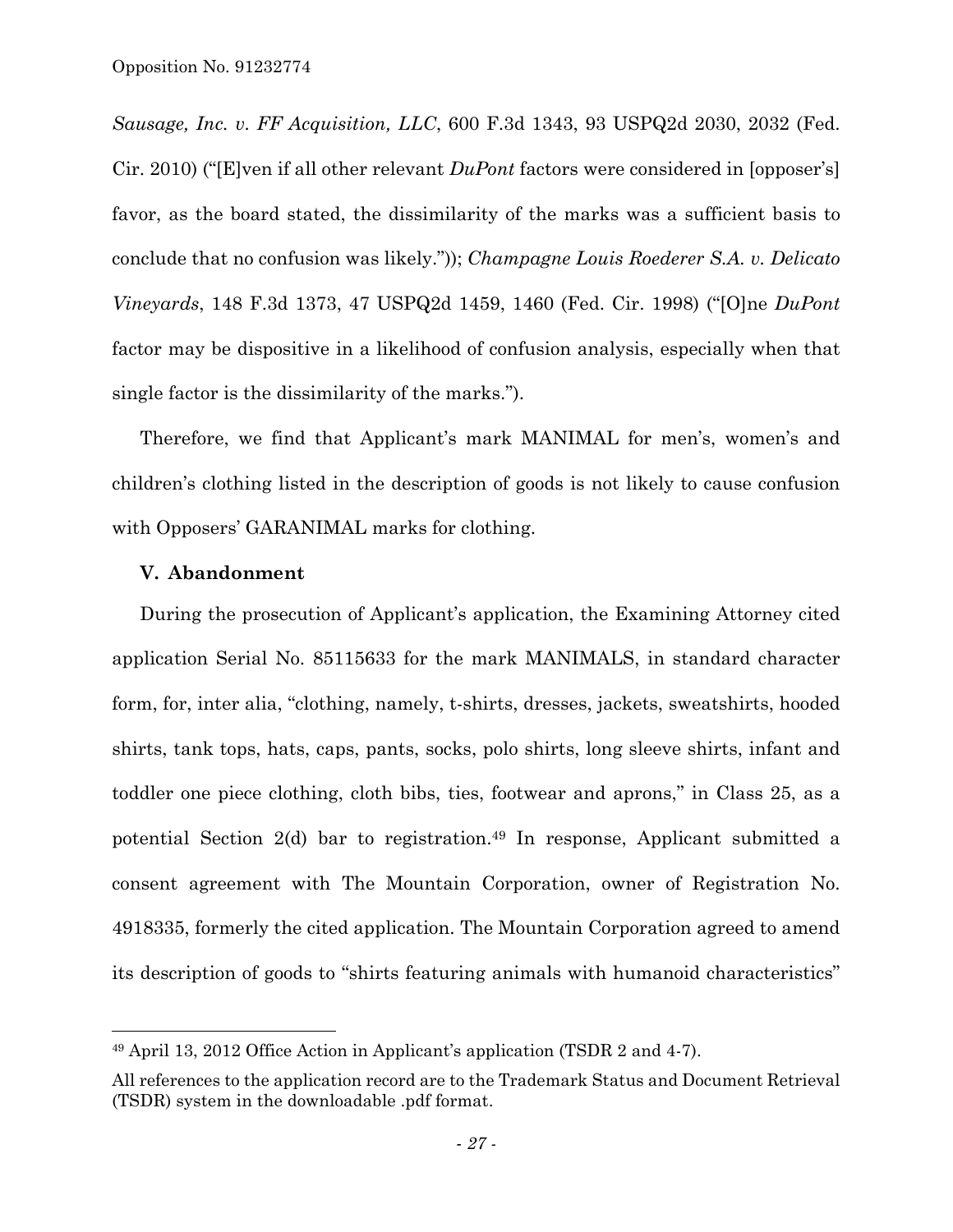*Sausage, Inc. v. FF Acquisition, LLC*, 600 F.3d 1343, 93 USPQ2d 2030, 2032 (Fed. Cir. 2010) ("[E]ven if all other relevant *DuPont* factors were considered in [opposer's] favor, as the board stated, the dissimilarity of the marks was a sufficient basis to conclude that no confusion was likely.")); *Champagne Louis Roederer S.A. v. Delicato Vineyards*, 148 F.3d 1373, 47 USPQ2d 1459, 1460 (Fed. Cir. 1998) ("[O]ne *DuPont* factor may be dispositive in a likelihood of confusion analysis, especially when that single factor is the dissimilarity of the marks.").

Therefore, we find that Applicant's mark MANIMAL for men's, women's and children's clothing listed in the description of goods is not likely to cause confusion with Opposers' GARANIMAL marks for clothing.

### V. Abandonment

During the prosecution of Applicant's application, the Examining Attorney cited application Serial No. 85115633 for the mark MANIMALS, in standard character form, for, inter alia, "clothing, namely, t-shirts, dresses, jackets, sweatshirts, hooded shirts, tank tops, hats, caps, pants, socks, polo shirts, long sleeve shirts, infant and toddler one piece clothing, cloth bibs, ties, footwear and aprons," in Class 25, as a potential Section 2(d) bar to registration.[49] In response, Applicant submitted a consent agreement with The Mountain Corporation, owner of Registration No. 4918335, formerly the cited application. The Mountain Corporation agreed to amend its description of goods to "shirts featuring animals with humanoid characteristics"

---

[49] April 13, 2012 Office Action in Applicant's application (TSDR 2 and 4-7).

All references to the application record are to the Trademark Status and Document Retrieval (TSDR) system in the downloadable .pdf format.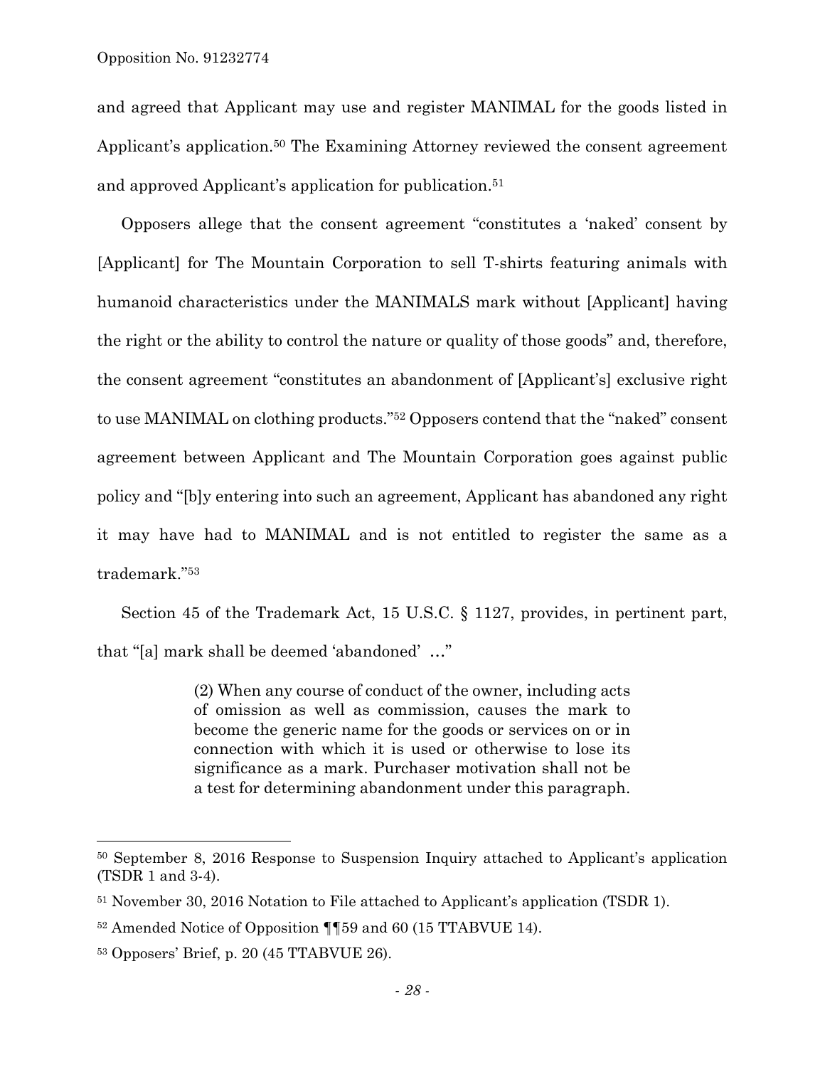and agreed that Applicant may use and register MANIMAL for the goods listed in Applicant's application.[50] The Examining Attorney reviewed the consent agreement and approved Applicant's application for publication.[51]

Opposers allege that the consent agreement "constitutes a 'naked' consent by [Applicant] for The Mountain Corporation to sell T-shirts featuring animals with humanoid characteristics under the MANIMALS mark without [Applicant] having the right or the ability to control the nature or quality of those goods" and, therefore, the consent agreement "constitutes an abandonment of [Applicant's] exclusive right to use MANIMAL on clothing products."[52] Opposers contend that the "naked" consent agreement between Applicant and The Mountain Corporation goes against public policy and "[b]y entering into such an agreement, Applicant has abandoned any right it may have had to MANIMAL and is not entitled to register the same as a trademark."[53]

Section 45 of the Trademark Act, 15 U.S.C. § 1127, provides, in pertinent part, that "[a] mark shall be deemed 'abandoned' …"

> (2) When any course of conduct of the owner, including acts of omission as well as commission, causes the mark to become the generic name for the goods or services on or in connection with which it is used or otherwise to lose its significance as a mark. Purchaser motivation shall not be a test for determining abandonment under this paragraph.

---

[50] September 8, 2016 Response to Suspension Inquiry attached to Applicant's application (TSDR 1 and 3-4).

[51] November 30, 2016 Notation to File attached to Applicant's application (TSDR 1).

[52] Amended Notice of Opposition ¶¶59 and 60 (15 TTABVUE 14).

[53] Opposers' Brief, p. 20 (45 TTABVUE 26).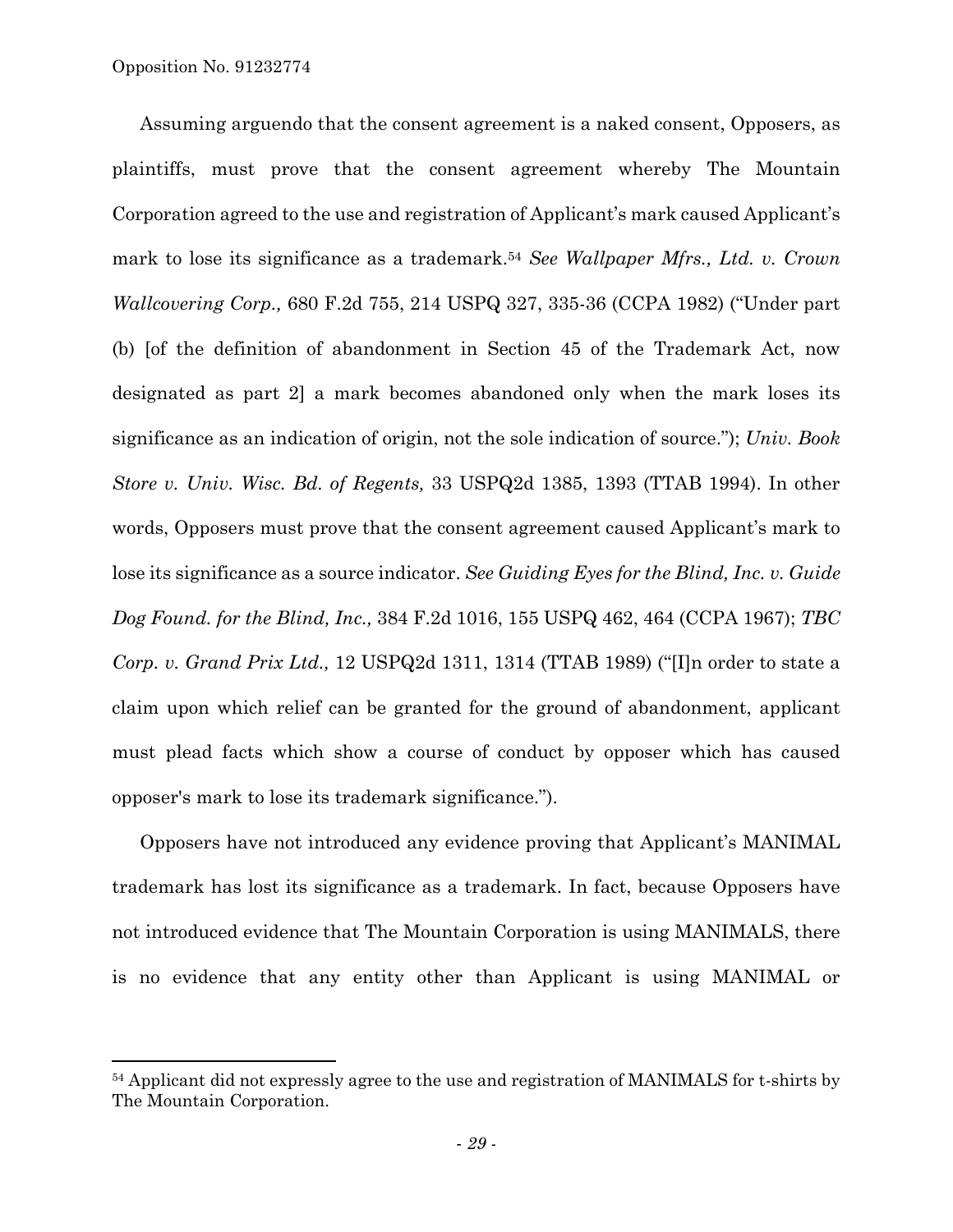Assuming arguendo that the consent agreement is a naked consent, Opposers, as plaintiffs, must prove that the consent agreement whereby The Mountain Corporation agreed to the use and registration of Applicant's mark caused Applicant's mark to lose its significance as a trademark.[54] *See Wallpaper Mfrs., Ltd. v. Crown Wallcovering Corp.,* 680 F.2d 755, 214 USPQ 327, 335-36 (CCPA 1982) ("Under part (b) [of the definition of abandonment in Section 45 of the Trademark Act, now designated as part 2] a mark becomes abandoned only when the mark loses its significance as an indication of origin, not the sole indication of source."); *Univ. Book Store v. Univ. Wisc. Bd. of Regents,* 33 USPQ2d 1385, 1393 (TTAB 1994). In other words, Opposers must prove that the consent agreement caused Applicant's mark to lose its significance as a source indicator. *See Guiding Eyes for the Blind, Inc. v. Guide Dog Found. for the Blind, Inc.,* 384 F.2d 1016, 155 USPQ 462, 464 (CCPA 1967); *TBC Corp. v. Grand Prix Ltd.,* 12 USPQ2d 1311, 1314 (TTAB 1989) ("[I]n order to state a claim upon which relief can be granted for the ground of abandonment, applicant must plead facts which show a course of conduct by opposer which has caused opposer's mark to lose its trademark significance.").

Opposers have not introduced any evidence proving that Applicant's MANIMAL trademark has lost its significance as a trademark. In fact, because Opposers have not introduced evidence that The Mountain Corporation is using MANIMALS, there is no evidence that any entity other than Applicant is using MANIMAL or

[54] Applicant did not expressly agree to the use and registration of MANIMALS for t-shirts by The Mountain Corporation.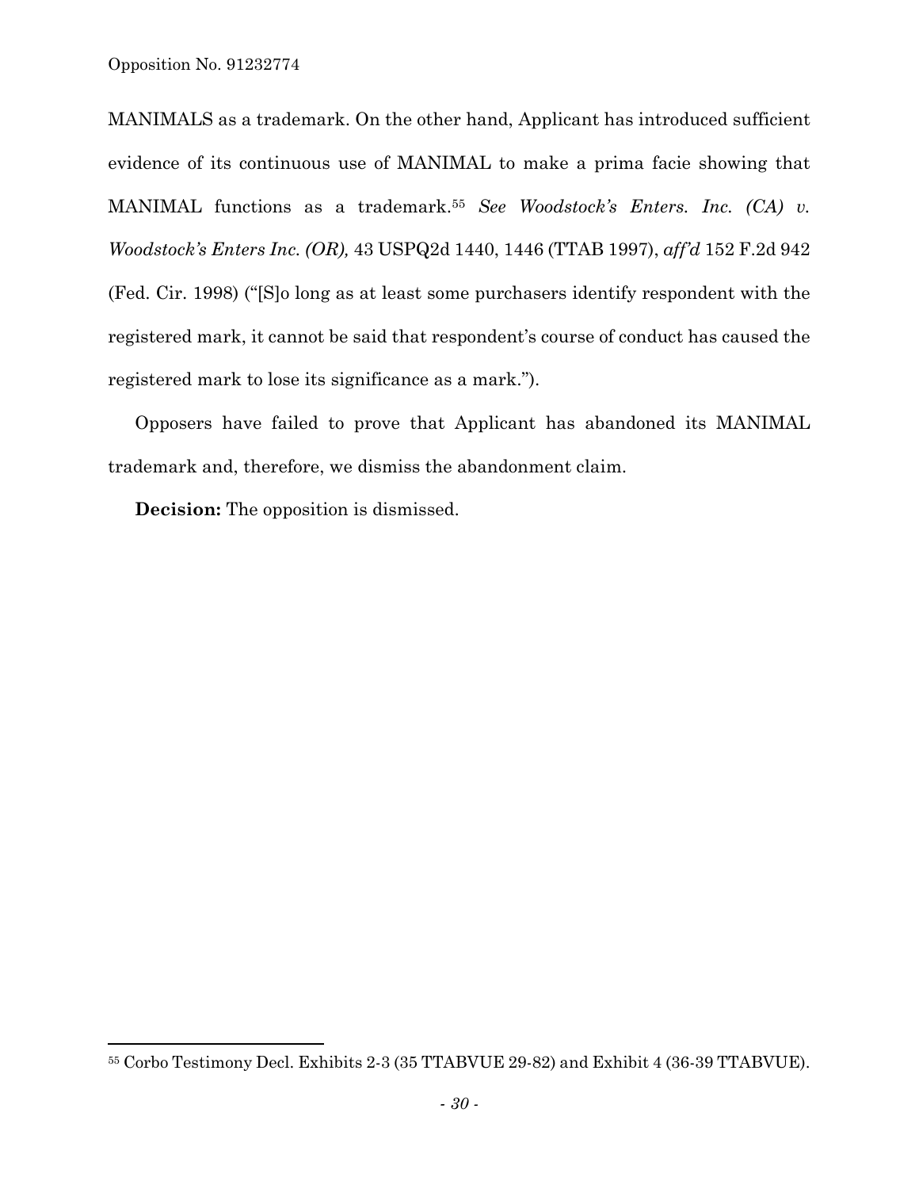MANIMALS as a trademark. On the other hand, Applicant has introduced sufficient evidence of its continuous use of MANIMAL to make a prima facie showing that MANIMAL functions as a trademark.[55] *See Woodstock's Enters. Inc. (CA) v. Woodstock's Enters Inc. (OR),* 43 USPQ2d 1440, 1446 (TTAB 1997), *aff'd* 152 F.2d 942 (Fed. Cir. 1998) ("[S]o long as at least some purchasers identify respondent with the registered mark, it cannot be said that respondent's course of conduct has caused the registered mark to lose its significance as a mark.").

Opposers have failed to prove that Applicant has abandoned its MANIMAL trademark and, therefore, we dismiss the abandonment claim.

**Decision:** The opposition is dismissed.

---

[55] Corbo Testimony Decl. Exhibits 2-3 (35 TTABVUE 29-82) and Exhibit 4 (36-39 TTABVUE).